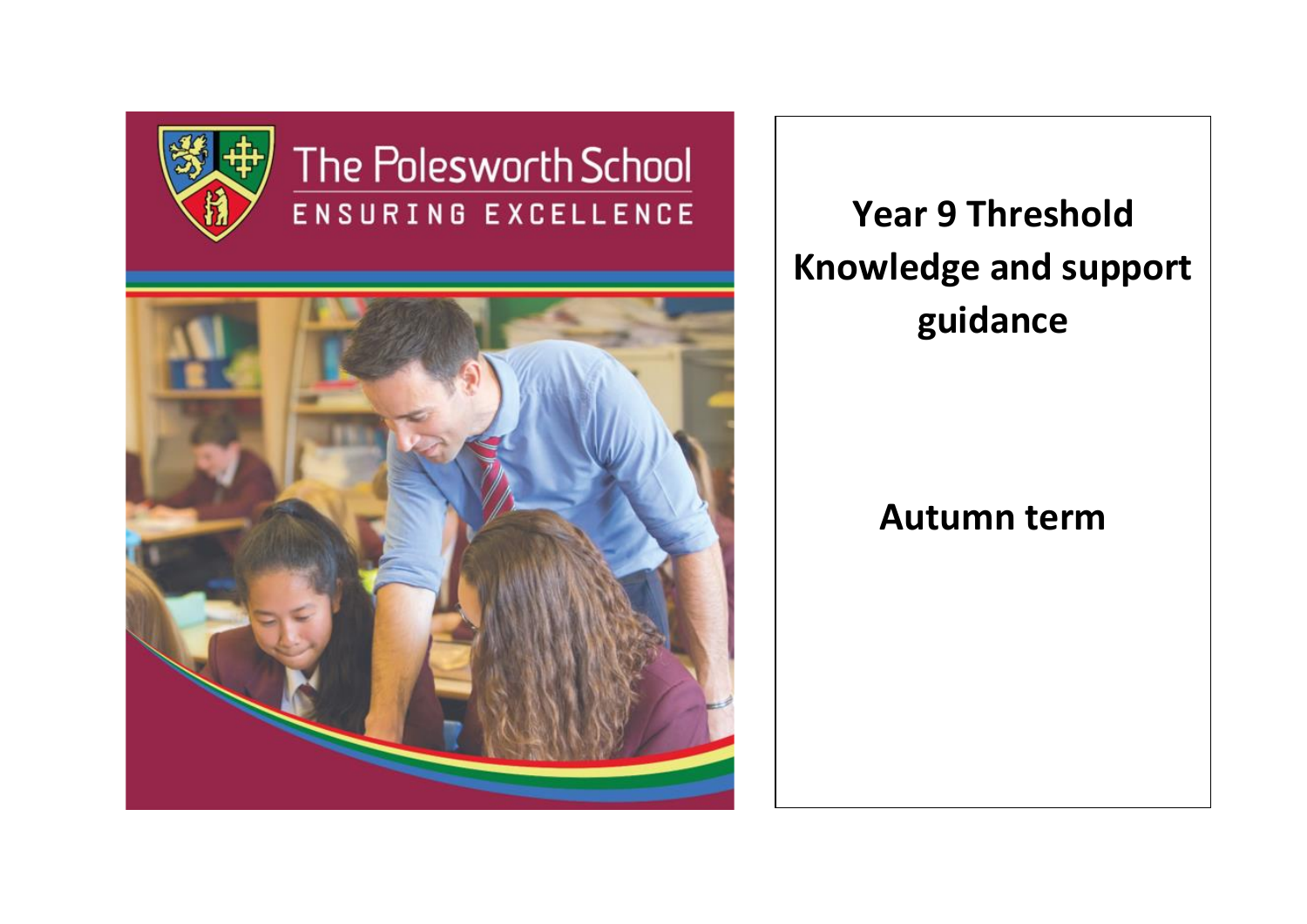The Polesworth School

ENSURING EXCELLENCE

# Year 9 Threshold Knowledge and support guidance

## Autumn term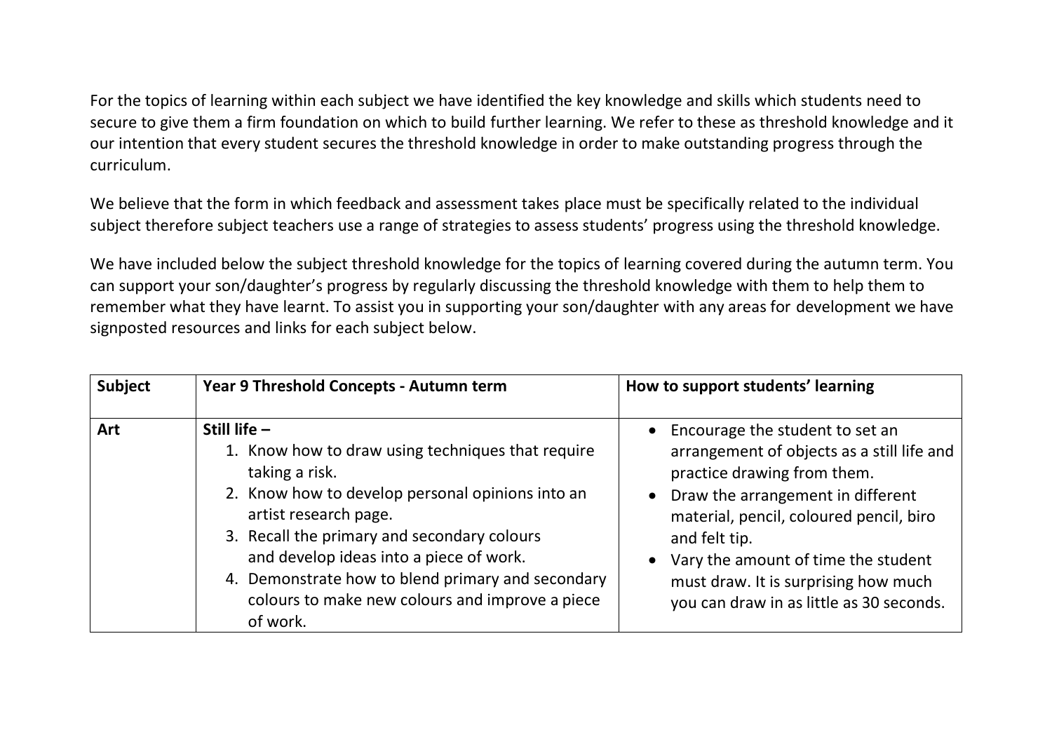For the topics of learning within each subject we have identified the key knowledge and skills which students need to secure to give them a firm foundation on which to build further learning. We refer to these as threshold knowledge and it our intention that every student secures the threshold knowledge in order to make outstanding progress through the curriculum.

We believe that the form in which feedback and assessment takes place must be specifically related to the individual subject therefore subject teachers use a range of strategies to assess students' progress using the threshold knowledge.

We have included below the subject threshold knowledge for the topics of learning covered during the autumn term. You can support your son/daughter's progress by regularly discussing the threshold knowledge with them to help them to remember what they have learnt. To assist you in supporting your son/daughter with any areas for development we have signposted resources and links for each subject below.

| Subject | Year 9 Threshold Concepts - Autumn term | How to support students' learning |
|---|---|---|
| **Art** | **Still life –**<br>1. Know how to draw using techniques that require taking a risk.<br>2. Know how to develop personal opinions into an artist research page.<br>3. Recall the primary and secondary colours and develop ideas into a piece of work.<br>4. Demonstrate how to blend primary and secondary colours to make new colours and improve a piece of work. | • Encourage the student to set an arrangement of objects as a still life and practice drawing from them.<br>• Draw the arrangement in different material, pencil, coloured pencil, biro and felt tip.<br>• Vary the amount of time the student must draw. It is surprising how much you can draw in as little as 30 seconds. |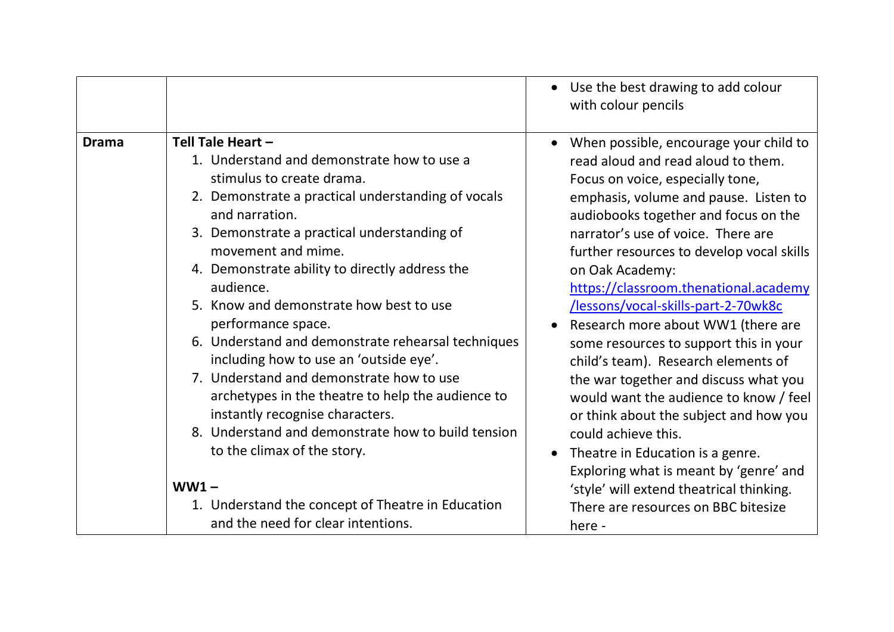| | | |
|---|---|---|
| | | • Use the best drawing to add colour with colour pencils |
| **Drama** | **Tell Tale Heart –**<br>1. Understand and demonstrate how to use a stimulus to create drama.<br>2. Demonstrate a practical understanding of vocals and narration.<br>3. Demonstrate a practical understanding of movement and mime.<br>4. Demonstrate ability to directly address the audience.<br>5. Know and demonstrate how best to use performance space.<br>6. Understand and demonstrate rehearsal techniques including how to use an 'outside eye'.<br>7. Understand and demonstrate how to use archetypes in the theatre to help the audience to instantly recognise characters.<br>8. Understand and demonstrate how to build tension to the climax of the story.<br><br>**WW1 –**<br>1. Understand the concept of Theatre in Education and the need for clear intentions. | • When possible, encourage your child to read aloud and read aloud to them. Focus on voice, especially tone, emphasis, volume and pause. Listen to audiobooks together and focus on the narrator's use of voice. There are further resources to develop vocal skills on Oak Academy: [https://classroom.thenational.academy/lessons/vocal-skills-part-2-70wk8c](https://classroom.thenational.academy/lessons/vocal-skills-part-2-70wk8c)<br>• Research more about WW1 (there are some resources to support this in your child's team). Research elements of the war together and discuss what you would want the audience to know / feel or think about the subject and how you could achieve this.<br>• Theatre in Education is a genre. Exploring what is meant by 'genre' and 'style' will extend theatrical thinking. There are resources on BBC bitesize here - |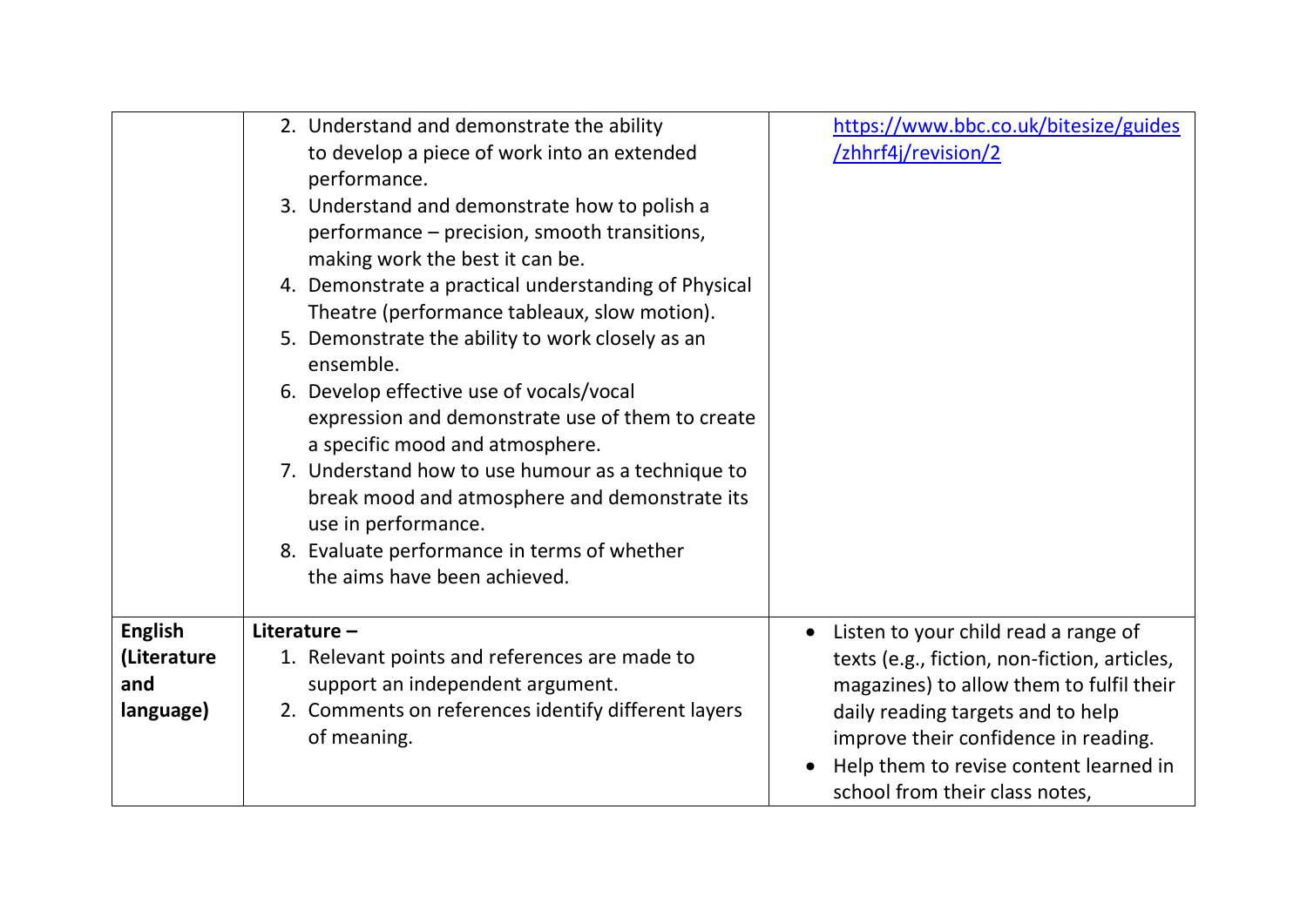| | | |
|---|---|---|
| | 2. Understand and demonstrate the ability to develop a piece of work into an extended performance.<br>3. Understand and demonstrate how to polish a performance – precision, smooth transitions, making work the best it can be.<br>4. Demonstrate a practical understanding of Physical Theatre (performance tableaux, slow motion).<br>5. Demonstrate the ability to work closely as an ensemble.<br>6. Develop effective use of vocals/vocal expression and demonstrate use of them to create a specific mood and atmosphere.<br>7. Understand how to use humour as a technique to break mood and atmosphere and demonstrate its use in performance.<br>8. Evaluate performance in terms of whether the aims have been achieved. | https://www.bbc.co.uk/bitesize/guides/zhhrf4j/revision/2 |
| **English (Literature and language)** | **Literature –**<br>1. Relevant points and references are made to support an independent argument.<br>2. Comments on references identify different layers of meaning. | • Listen to your child read a range of texts (e.g., fiction, non-fiction, articles, magazines) to allow them to fulfil their daily reading targets and to help improve their confidence in reading.<br>• Help them to revise content learned in school from their class notes, |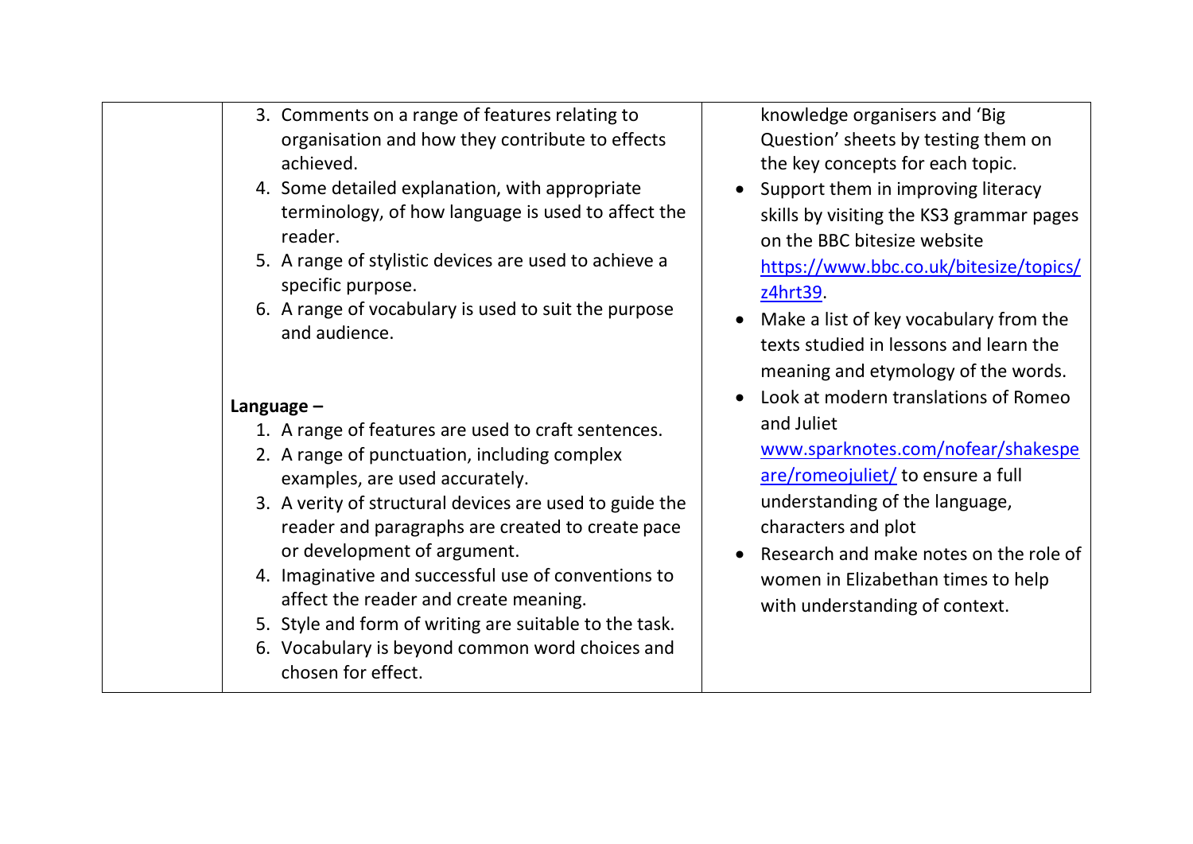| | | |
|---|---|---|
| | 3. Comments on a range of features relating to organisation and how they contribute to effects achieved.<br>4. Some detailed explanation, with appropriate terminology, of how language is used to affect the reader.<br>5. A range of stylistic devices are used to achieve a specific purpose.<br>6. A range of vocabulary is used to suit the purpose and audience.<br><br>**Language –**<br>1. A range of features are used to craft sentences.<br>2. A range of punctuation, including complex examples, are used accurately.<br>3. A verity of structural devices are used to guide the reader and paragraphs are created to create pace or development of argument.<br>4. Imaginative and successful use of conventions to affect the reader and create meaning.<br>5. Style and form of writing are suitable to the task.<br>6. Vocabulary is beyond common word choices and chosen for effect. | knowledge organisers and 'Big Question' sheets by testing them on the key concepts for each topic.<br>• Support them in improving literacy skills by visiting the KS3 grammar pages on the BBC bitesize website https://www.bbc.co.uk/bitesize/topics/z4hrt39.<br>• Make a list of key vocabulary from the texts studied in lessons and learn the meaning and etymology of the words.<br>• Look at modern translations of Romeo and Juliet www.sparknotes.com/nofear/shakespeare/romeojuliet/ to ensure a full understanding of the language, characters and plot<br>• Research and make notes on the role of women in Elizabethan times to help with understanding of context. |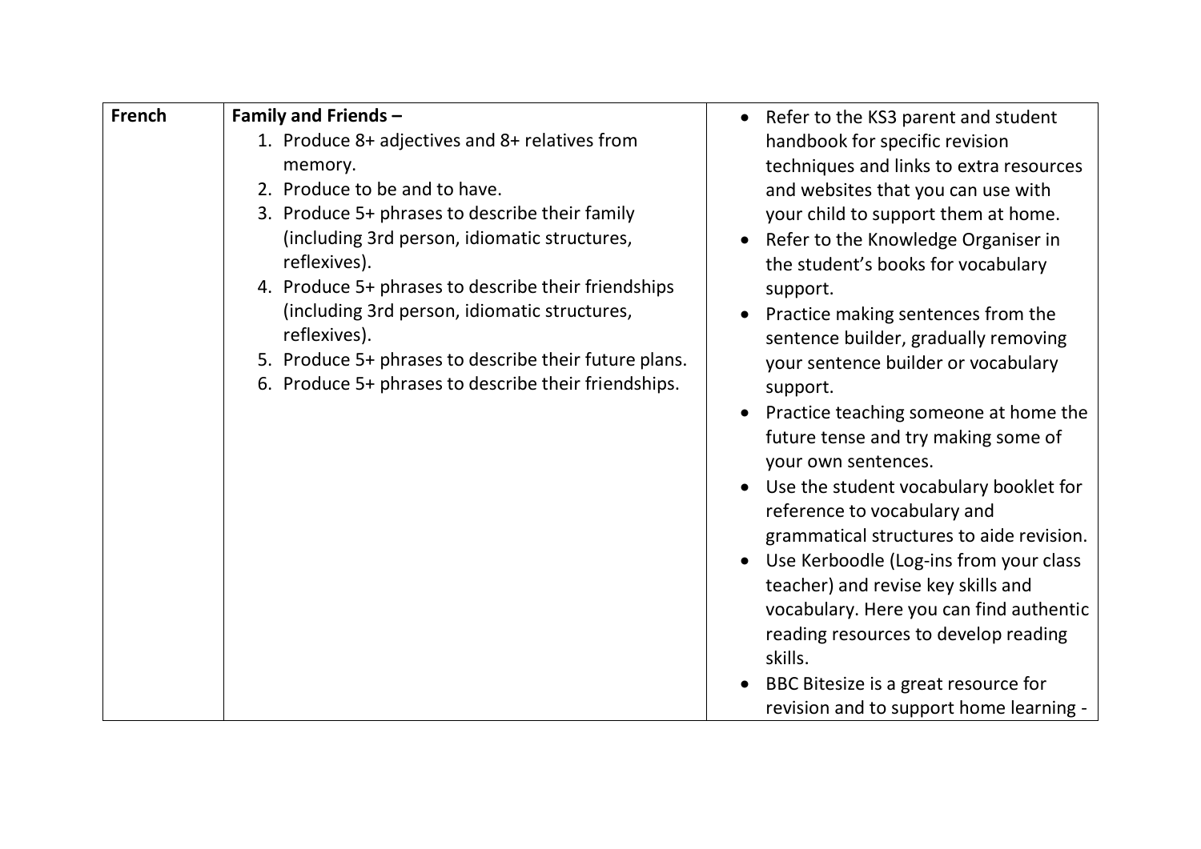| French | **Family and Friends –**<br>1. Produce 8+ adjectives and 8+ relatives from memory.<br>2. Produce to be and to have.<br>3. Produce 5+ phrases to describe their family (including 3rd person, idiomatic structures, reflexives).<br>4. Produce 5+ phrases to describe their friendships (including 3rd person, idiomatic structures, reflexives).<br>5. Produce 5+ phrases to describe their future plans.<br>6. Produce 5+ phrases to describe their friendships. | • Refer to the KS3 parent and student handbook for specific revision techniques and links to extra resources and websites that you can use with your child to support them at home.<br>• Refer to the Knowledge Organiser in the student's books for vocabulary support.<br>• Practice making sentences from the sentence builder, gradually removing your sentence builder or vocabulary support.<br>• Practice teaching someone at home the future tense and try making some of your own sentences.<br>• Use the student vocabulary booklet for reference to vocabulary and grammatical structures to aide revision.<br>• Use Kerboodle (Log-ins from your class teacher) and revise key skills and vocabulary. Here you can find authentic reading resources to develop reading skills.<br>• BBC Bitesize is a great resource for revision and to support home learning - |
|---|---|---|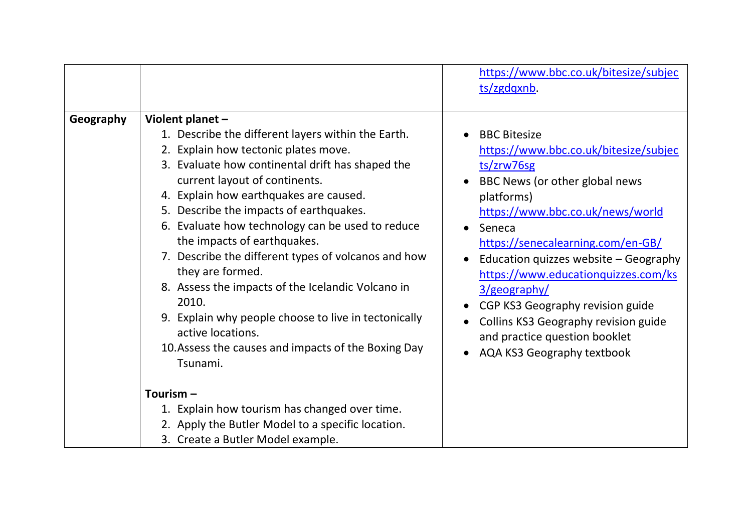| | | |
|---|---|---|
| | | https://www.bbc.co.uk/bitesize/subjects/zgdqxnb. |
| **Geography** | **Violent planet –**<br>1. Describe the different layers within the Earth.<br>2. Explain how tectonic plates move.<br>3. Evaluate how continental drift has shaped the current layout of continents.<br>4. Explain how earthquakes are caused.<br>5. Describe the impacts of earthquakes.<br>6. Evaluate how technology can be used to reduce the impacts of earthquakes.<br>7. Describe the different types of volcanos and how they are formed.<br>8. Assess the impacts of the Icelandic Volcano in 2010.<br>9. Explain why people choose to live in tectonically active locations.<br>10. Assess the causes and impacts of the Boxing Day Tsunami.<br><br>**Tourism –**<br>1. Explain how tourism has changed over time.<br>2. Apply the Butler Model to a specific location.<br>3. Create a Butler Model example. | • BBC Bitesize https://www.bbc.co.uk/bitesize/subjects/zrw76sg<br>• BBC News (or other global news platforms) https://www.bbc.co.uk/news/world<br>• Seneca https://senecalearning.com/en-GB/<br>• Education quizzes website – Geography https://www.educationquizzes.com/ks3/geography/<br>• CGP KS3 Geography revision guide<br>• Collins KS3 Geography revision guide and practice question booklet<br>• AQA KS3 Geography textbook |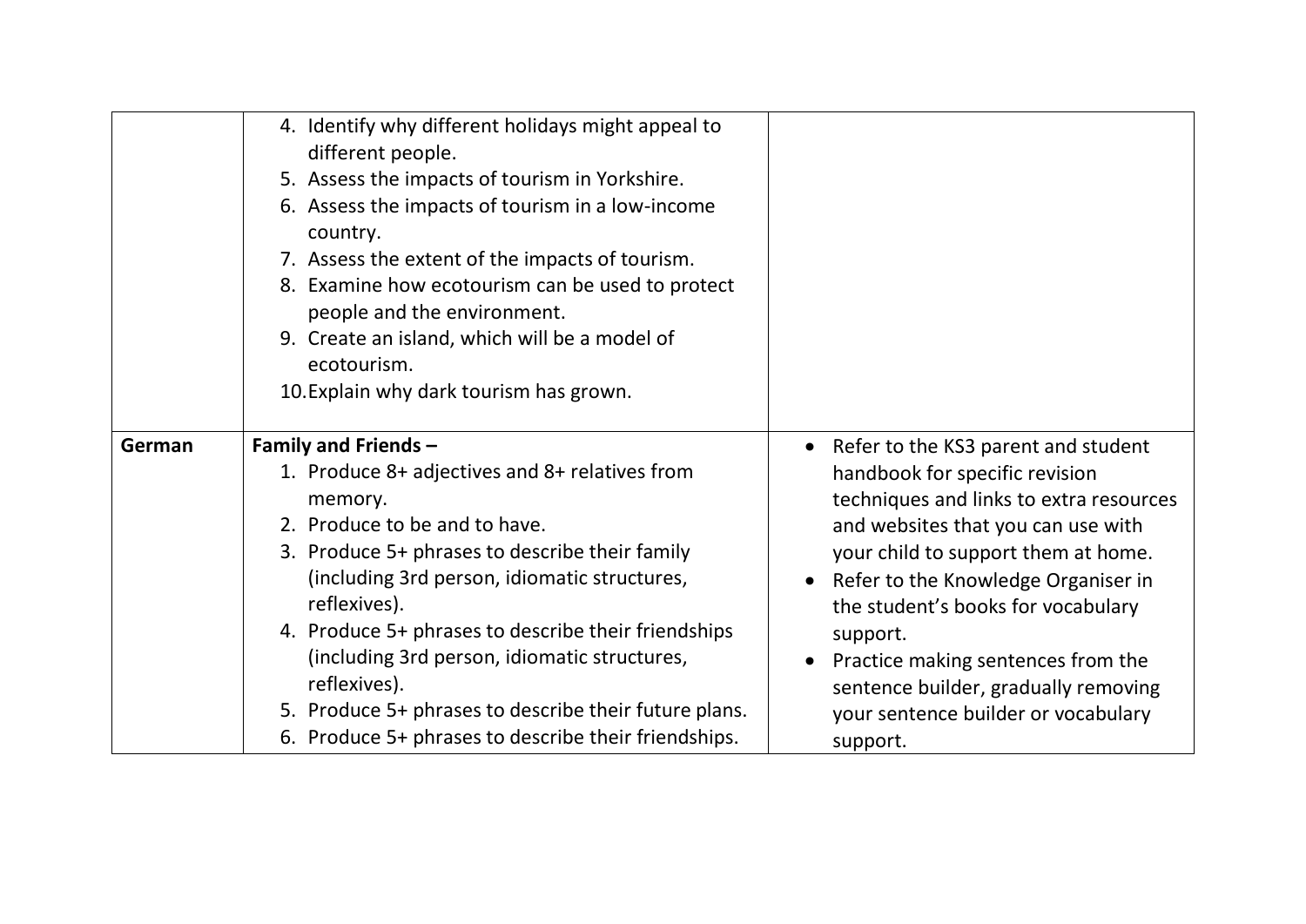| | | |
|---|---|---|
| | 4. Identify why different holidays might appeal to different people.<br>5. Assess the impacts of tourism in Yorkshire.<br>6. Assess the impacts of tourism in a low-income country.<br>7. Assess the extent of the impacts of tourism.<br>8. Examine how ecotourism can be used to protect people and the environment.<br>9. Create an island, which will be a model of ecotourism.<br>10. Explain why dark tourism has grown. | |
| **German** | **Family and Friends –**<br>1. Produce 8+ adjectives and 8+ relatives from memory.<br>2. Produce to be and to have.<br>3. Produce 5+ phrases to describe their family (including 3rd person, idiomatic structures, reflexives).<br>4. Produce 5+ phrases to describe their friendships (including 3rd person, idiomatic structures, reflexives).<br>5. Produce 5+ phrases to describe their future plans.<br>6. Produce 5+ phrases to describe their friendships. | • Refer to the KS3 parent and student handbook for specific revision techniques and links to extra resources and websites that you can use with your child to support them at home.<br>• Refer to the Knowledge Organiser in the student's books for vocabulary support.<br>• Practice making sentences from the sentence builder, gradually removing your sentence builder or vocabulary support. |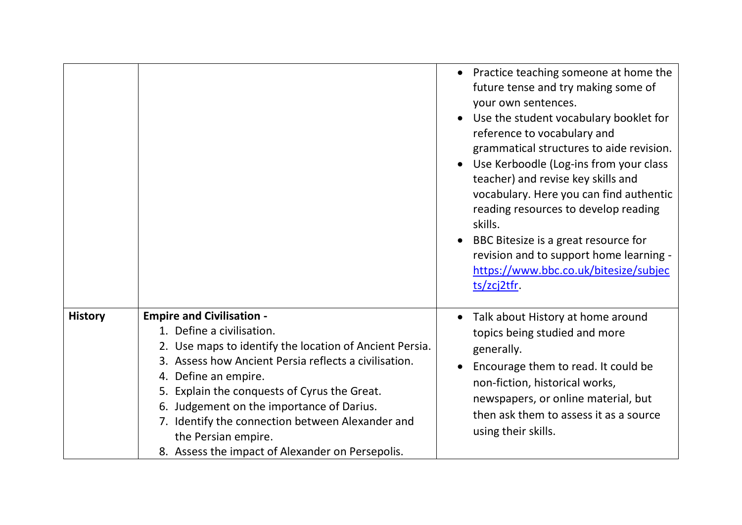| | | |
|---|---|---|
| | | • Practice teaching someone at home the future tense and try making some of your own sentences.<br>• Use the student vocabulary booklet for reference to vocabulary and grammatical structures to aide revision.<br>• Use Kerboodle (Log-ins from your class teacher) and revise key skills and vocabulary. Here you can find authentic reading resources to develop reading skills.<br>• BBC Bitesize is a great resource for revision and to support home learning - [https://www.bbc.co.uk/bitesize/subjects/zcj2tfr](https://www.bbc.co.uk/bitesize/subjects/zcj2tfr). |
| **History** | **Empire and Civilisation -**<br>1. Define a civilisation.<br>2. Use maps to identify the location of Ancient Persia.<br>3. Assess how Ancient Persia reflects a civilisation.<br>4. Define an empire.<br>5. Explain the conquests of Cyrus the Great.<br>6. Judgement on the importance of Darius.<br>7. Identify the connection between Alexander and the Persian empire.<br>8. Assess the impact of Alexander on Persepolis. | • Talk about History at home around topics being studied and more generally.<br>• Encourage them to read. It could be non-fiction, historical works, newspapers, or online material, but then ask them to assess it as a source using their skills. |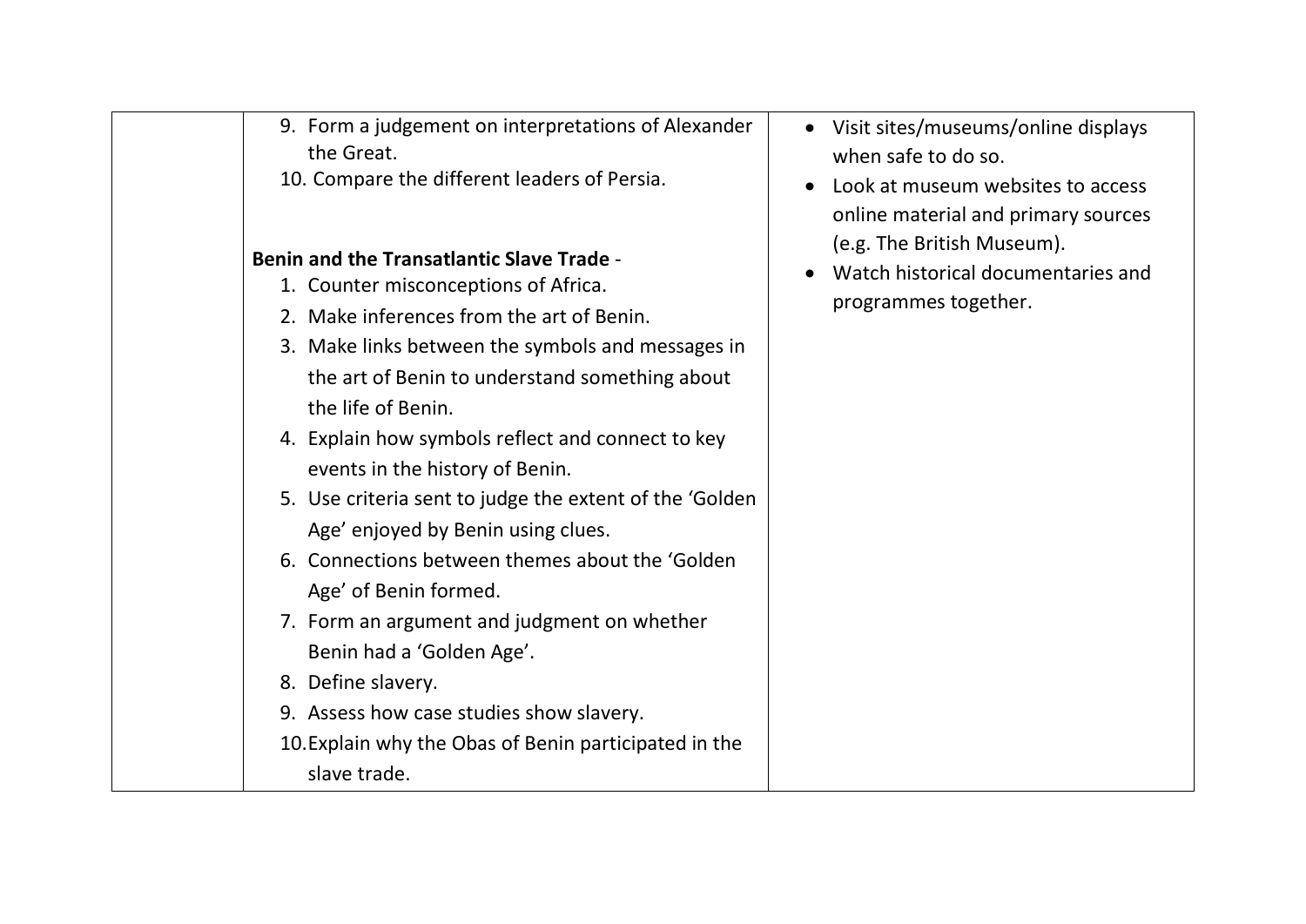| | | |
|---|---|---|
| | 9. Form a judgement on interpretations of Alexander the Great.<br>10. Compare the different leaders of Persia.<br><br>**Benin and the Transatlantic Slave Trade** -<br>1. Counter misconceptions of Africa.<br>2. Make inferences from the art of Benin.<br>3. Make links between the symbols and messages in the art of Benin to understand something about the life of Benin.<br>4. Explain how symbols reflect and connect to key events in the history of Benin.<br>5. Use criteria sent to judge the extent of the 'Golden Age' enjoyed by Benin using clues.<br>6. Connections between themes about the 'Golden Age' of Benin formed.<br>7. Form an argument and judgment on whether Benin had a 'Golden Age'.<br>8. Define slavery.<br>9. Assess how case studies show slavery.<br>10. Explain why the Obas of Benin participated in the slave trade. | • Visit sites/museums/online displays when safe to do so.<br>• Look at museum websites to access online material and primary sources (e.g. The British Museum).<br>• Watch historical documentaries and programmes together. |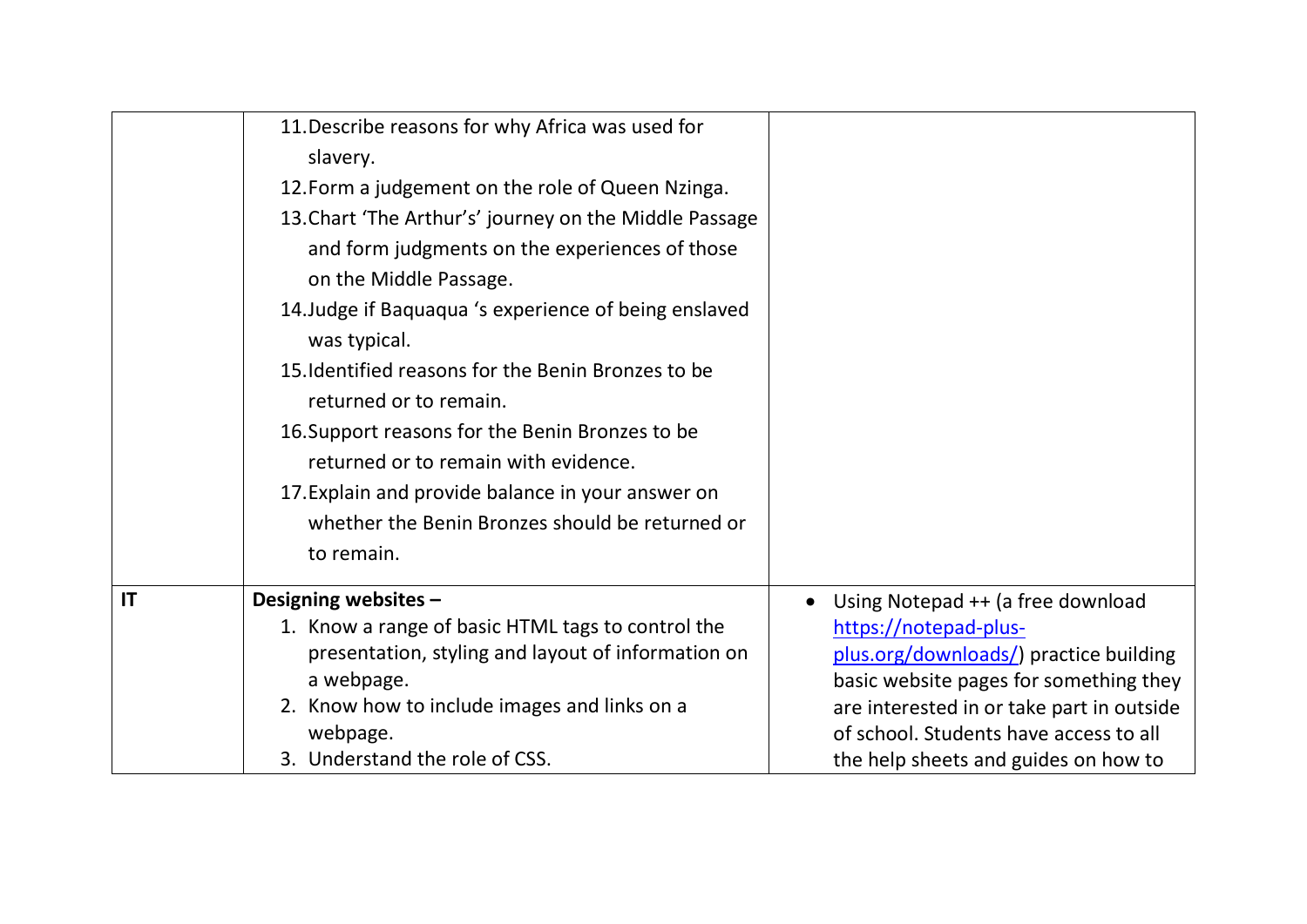| | | |
|---|---|---|
| | 11. Describe reasons for why Africa was used for slavery.<br>12. Form a judgement on the role of Queen Nzinga.<br>13. Chart 'The Arthur's' journey on the Middle Passage and form judgments on the experiences of those on the Middle Passage.<br>14. Judge if Baquaqua 's experience of being enslaved was typical.<br>15. Identified reasons for the Benin Bronzes to be returned or to remain.<br>16. Support reasons for the Benin Bronzes to be returned or to remain with evidence.<br>17. Explain and provide balance in your answer on whether the Benin Bronzes should be returned or to remain. | |
| **IT** | **Designing websites –**<br>1. Know a range of basic HTML tags to control the presentation, styling and layout of information on a webpage.<br>2. Know how to include images and links on a webpage.<br>3. Understand the role of CSS. | • Using Notepad ++ (a free download [https://notepad-plus-plus.org/downloads/](https://notepad-plus-plus.org/downloads/)) practice building basic website pages for something they are interested in or take part in outside of school. Students have access to all the help sheets and guides on how to |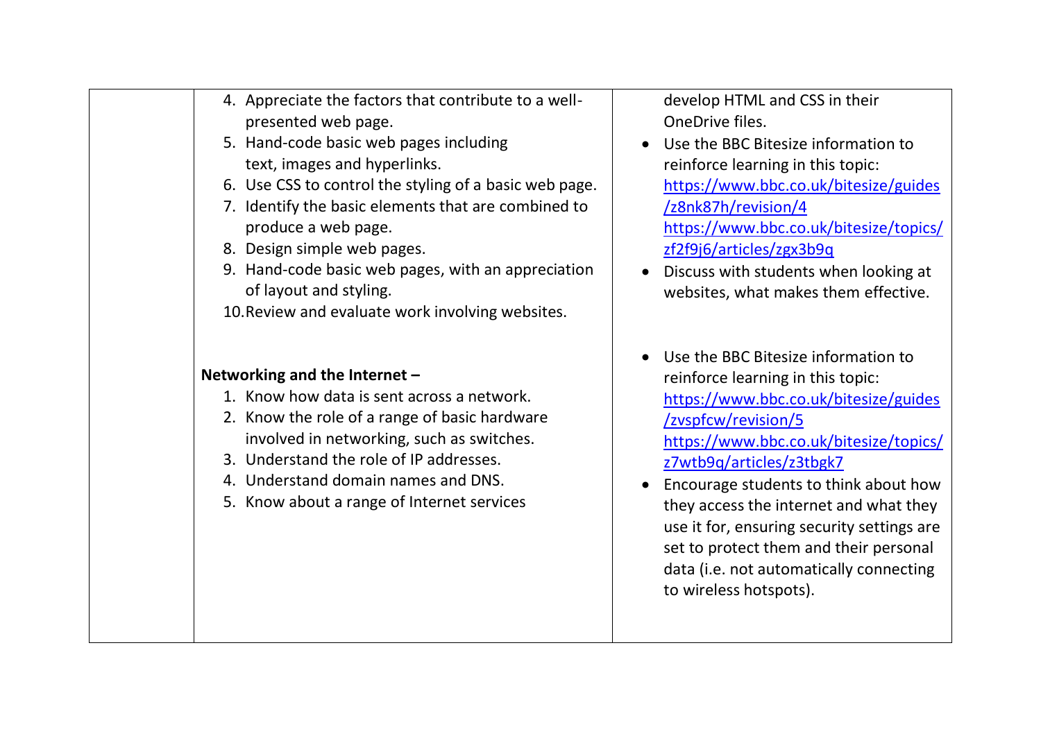| | | |
|---|---|---|
| | 4. Appreciate the factors that contribute to a well-presented web page.<br>5. Hand-code basic web pages including text, images and hyperlinks.<br>6. Use CSS to control the styling of a basic web page.<br>7. Identify the basic elements that are combined to produce a web page.<br>8. Design simple web pages.<br>9. Hand-code basic web pages, with an appreciation of layout and styling.<br>10. Review and evaluate work involving websites.<br><br>**Networking and the Internet –**<br>1. Know how data is sent across a network.<br>2. Know the role of a range of basic hardware involved in networking, such as switches.<br>3. Understand the role of IP addresses.<br>4. Understand domain names and DNS.<br>5. Know about a range of Internet services | develop HTML and CSS in their OneDrive files.<br>• Use the BBC Bitesize information to reinforce learning in this topic: https://www.bbc.co.uk/bitesize/guides/z8nk87h/revision/4 https://www.bbc.co.uk/bitesize/topics/zf2f9j6/articles/zgx3b9q<br>• Discuss with students when looking at websites, what makes them effective.<br><br>• Use the BBC Bitesize information to reinforce learning in this topic: https://www.bbc.co.uk/bitesize/guides/zvspfcw/revision/5 https://www.bbc.co.uk/bitesize/topics/z7wtb9q/articles/z3tbgk7<br>• Encourage students to think about how they access the internet and what they use it for, ensuring security settings are set to protect them and their personal data (i.e. not automatically connecting to wireless hotspots). |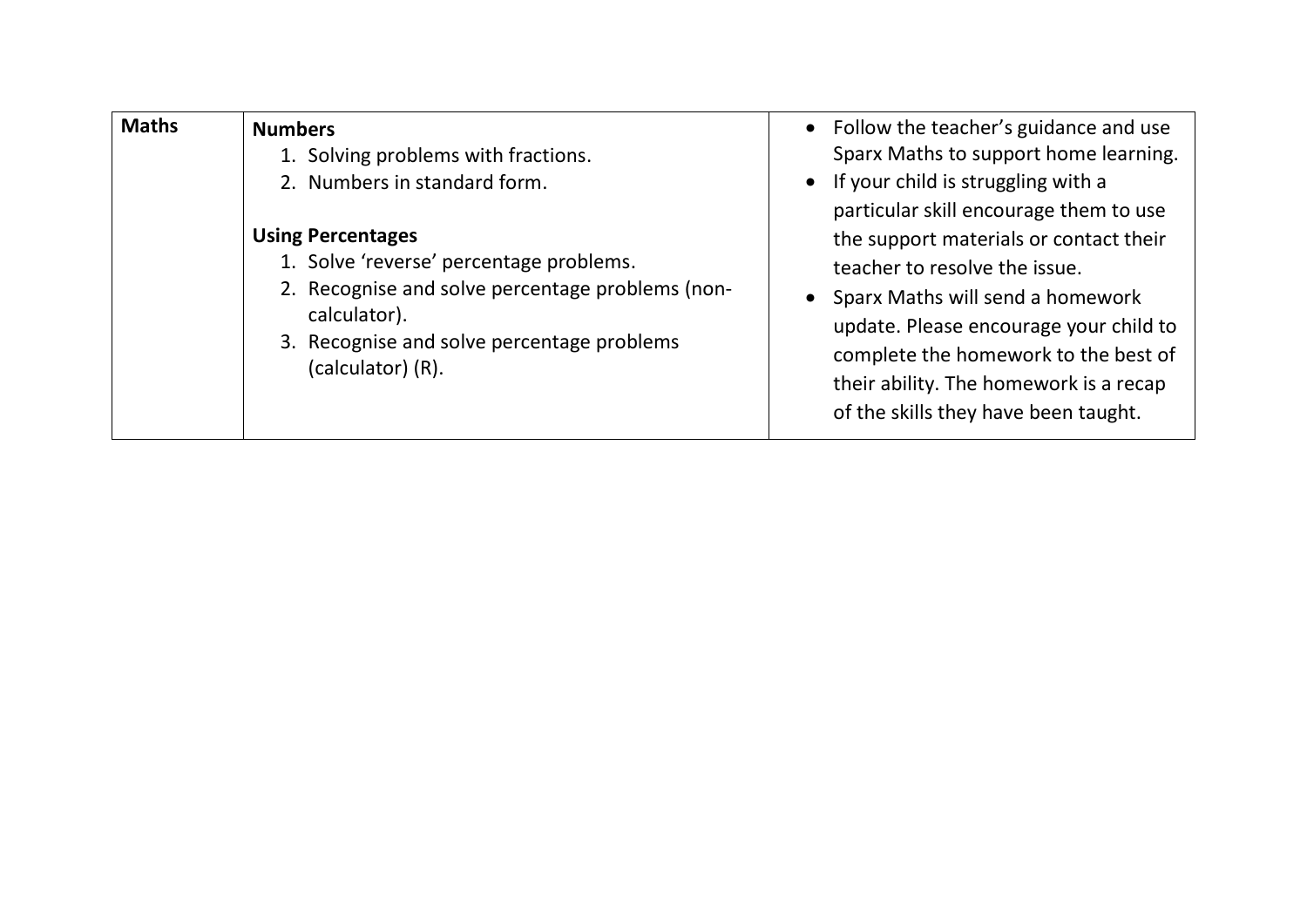| Maths | **Numbers**<br>1. Solving problems with fractions.<br>2. Numbers in standard form.<br><br>**Using Percentages**<br>1. Solve 'reverse' percentage problems.<br>2. Recognise and solve percentage problems (non-calculator).<br>3. Recognise and solve percentage problems (calculator) (R). | • Follow the teacher's guidance and use Sparx Maths to support home learning.<br>• If your child is struggling with a particular skill encourage them to use the support materials or contact their teacher to resolve the issue.<br>• Sparx Maths will send a homework update. Please encourage your child to complete the homework to the best of their ability. The homework is a recap of the skills they have been taught. |
|---|---|---|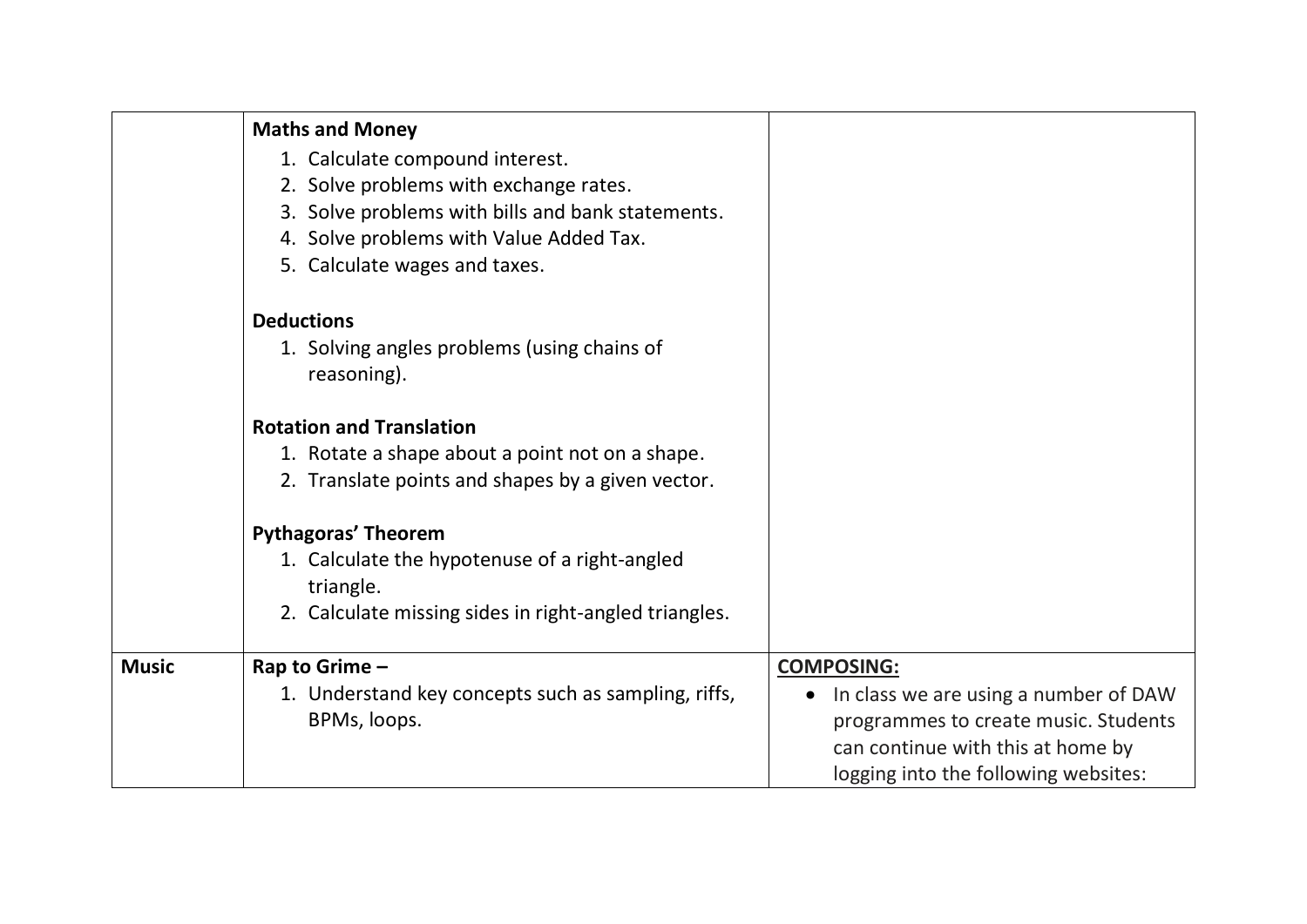| | | |
|---|---|---|
| | **Maths and Money**<br>1. Calculate compound interest.<br>2. Solve problems with exchange rates.<br>3. Solve problems with bills and bank statements.<br>4. Solve problems with Value Added Tax.<br>5. Calculate wages and taxes.<br><br>**Deductions**<br>1. Solving angles problems (using chains of reasoning).<br><br>**Rotation and Translation**<br>1. Rotate a shape about a point not on a shape.<br>2. Translate points and shapes by a given vector.<br><br>**Pythagoras' Theorem**<br>1. Calculate the hypotenuse of a right-angled triangle.<br>2. Calculate missing sides in right-angled triangles. | |
| **Music** | **Rap to Grime –**<br>1. Understand key concepts such as sampling, riffs, BPMs, loops. | **COMPOSING:**<br>• In class we are using a number of DAW programmes to create music. Students can continue with this at home by logging into the following websites: |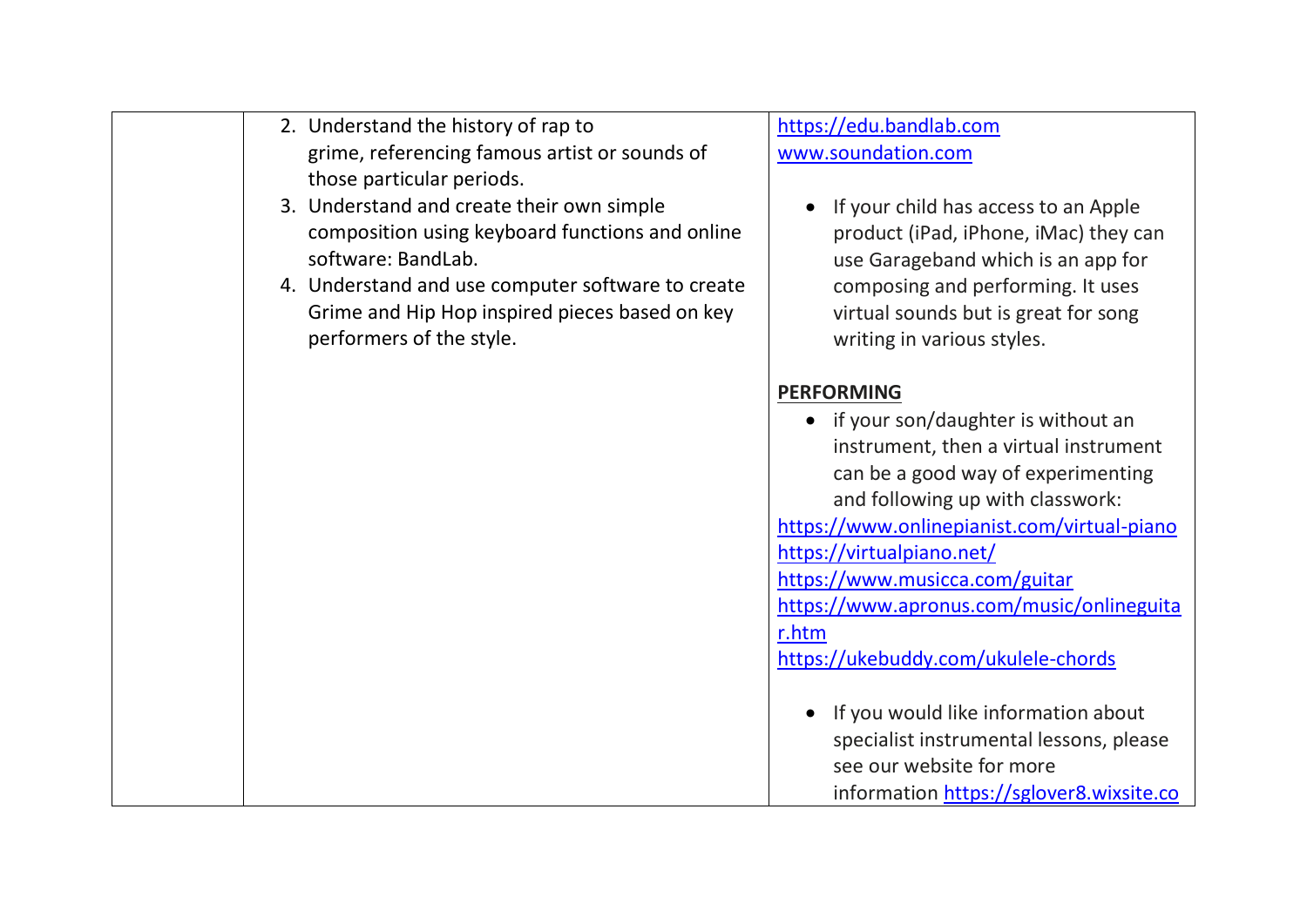|  |  |  |
| --- | --- | --- |
|  | 2. Understand the history of rap to grime, referencing famous artist or sounds of those particular periods.<br>3. Understand and create their own simple composition using keyboard functions and online software: BandLab.<br>4. Understand and use computer software to create Grime and Hip Hop inspired pieces based on key performers of the style. | https://edu.bandlab.com<br>www.soundation.com<br><br>• If your child has access to an Apple product (iPad, iPhone, iMac) they can use Garageband which is an app for composing and performing. It uses virtual sounds but is great for song writing in various styles.<br><br>**PERFORMING**<br>• if your son/daughter is without an instrument, then a virtual instrument can be a good way of experimenting and following up with classwork:<br>https://www.onlinepianist.com/virtual-piano<br>https://virtualpiano.net/<br>https://www.musicca.com/guitar<br>https://www.apronus.com/music/onlineguitar.htm<br>https://ukebuddy.com/ukulele-chords<br><br>• If you would like information about specialist instrumental lessons, please see our website for more information https://sglover8.wixsite.co |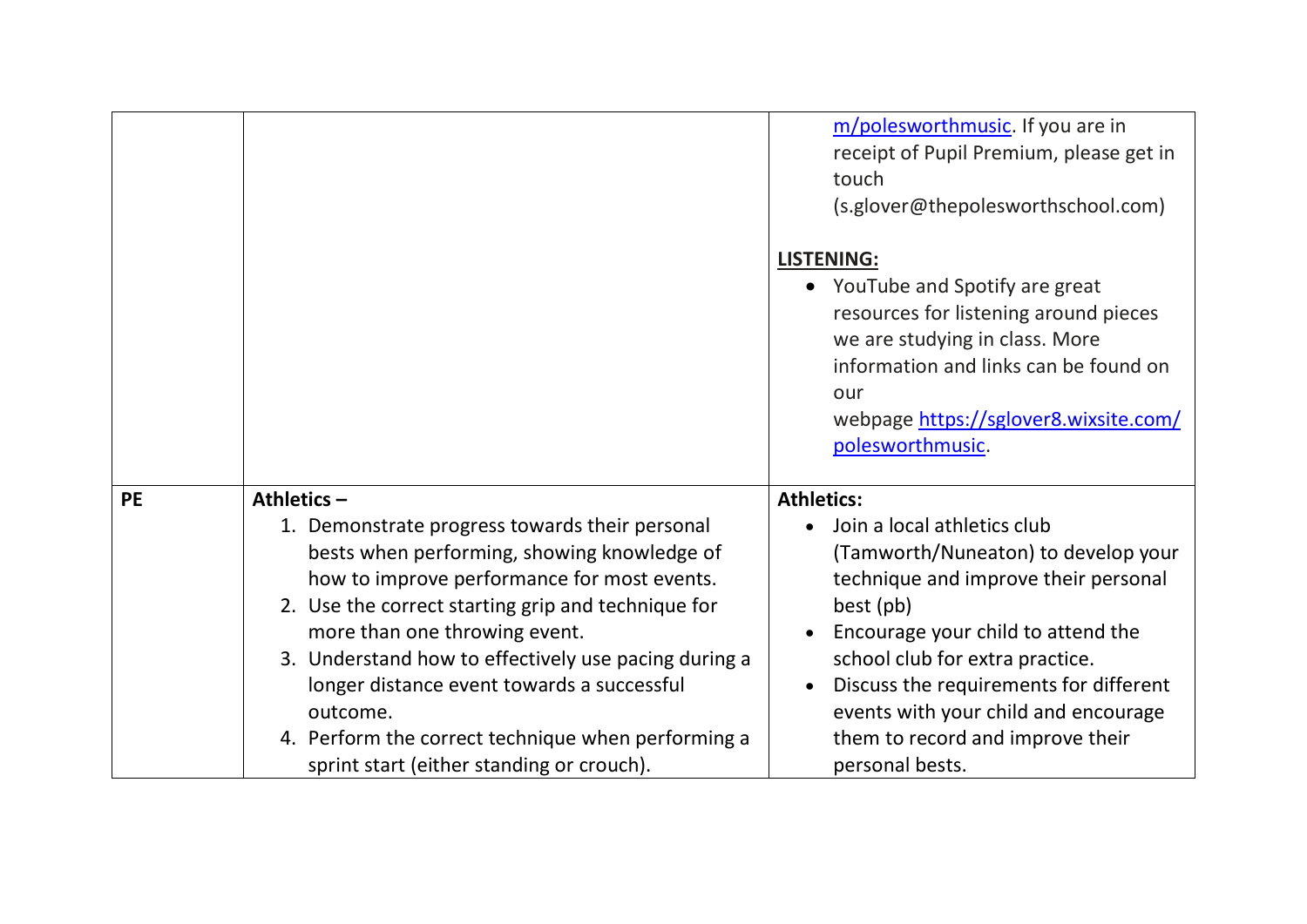| | | |
|---|---|---|
| | | m/polesworthmusic. If you are in receipt of Pupil Premium, please get in touch (s.glover@thepolesworthschool.com)<br><br>**LISTENING:**<br>• YouTube and Spotify are great resources for listening around pieces we are studying in class. More information and links can be found on our webpage https://sglover8.wixsite.com/polesworthmusic. |
| **PE** | **Athletics –**<br>1. Demonstrate progress towards their personal bests when performing, showing knowledge of how to improve performance for most events.<br>2. Use the correct starting grip and technique for more than one throwing event.<br>3. Understand how to effectively use pacing during a longer distance event towards a successful outcome.<br>4. Perform the correct technique when performing a sprint start (either standing or crouch). | **Athletics:**<br>• Join a local athletics club (Tamworth/Nuneaton) to develop your technique and improve their personal best (pb)<br>• Encourage your child to attend the school club for extra practice.<br>• Discuss the requirements for different events with your child and encourage them to record and improve their personal bests. |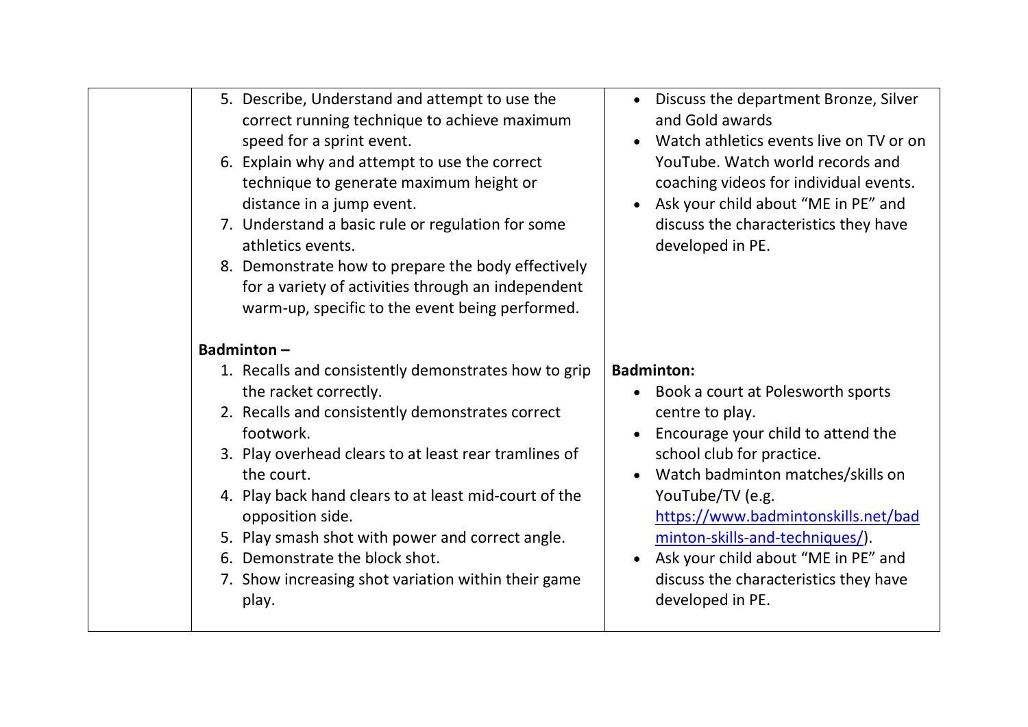| | | |
|---|---|---|
| | 5. Describe, Understand and attempt to use the correct running technique to achieve maximum speed for a sprint event.<br>6. Explain why and attempt to use the correct technique to generate maximum height or distance in a jump event.<br>7. Understand a basic rule or regulation for some athletics events.<br>8. Demonstrate how to prepare the body effectively for a variety of activities through an independent warm-up, specific to the event being performed.<br><br>**Badminton –**<br>1. Recalls and consistently demonstrates how to grip the racket correctly.<br>2. Recalls and consistently demonstrates correct footwork.<br>3. Play overhead clears to at least rear tramlines of the court.<br>4. Play back hand clears to at least mid-court of the opposition side.<br>5. Play smash shot with power and correct angle.<br>6. Demonstrate the block shot.<br>7. Show increasing shot variation within their game play. | • Discuss the department Bronze, Silver and Gold awards<br>• Watch athletics events live on TV or on YouTube. Watch world records and coaching videos for individual events.<br>• Ask your child about "ME in PE" and discuss the characteristics they have developed in PE.<br><br>**Badminton:**<br>• Book a court at Polesworth sports centre to play.<br>• Encourage your child to attend the school club for practice.<br>• Watch badminton matches/skills on YouTube/TV (e.g. https://www.badmintonskills.net/badminton-skills-and-techniques/).<br>• Ask your child about "ME in PE" and discuss the characteristics they have developed in PE. |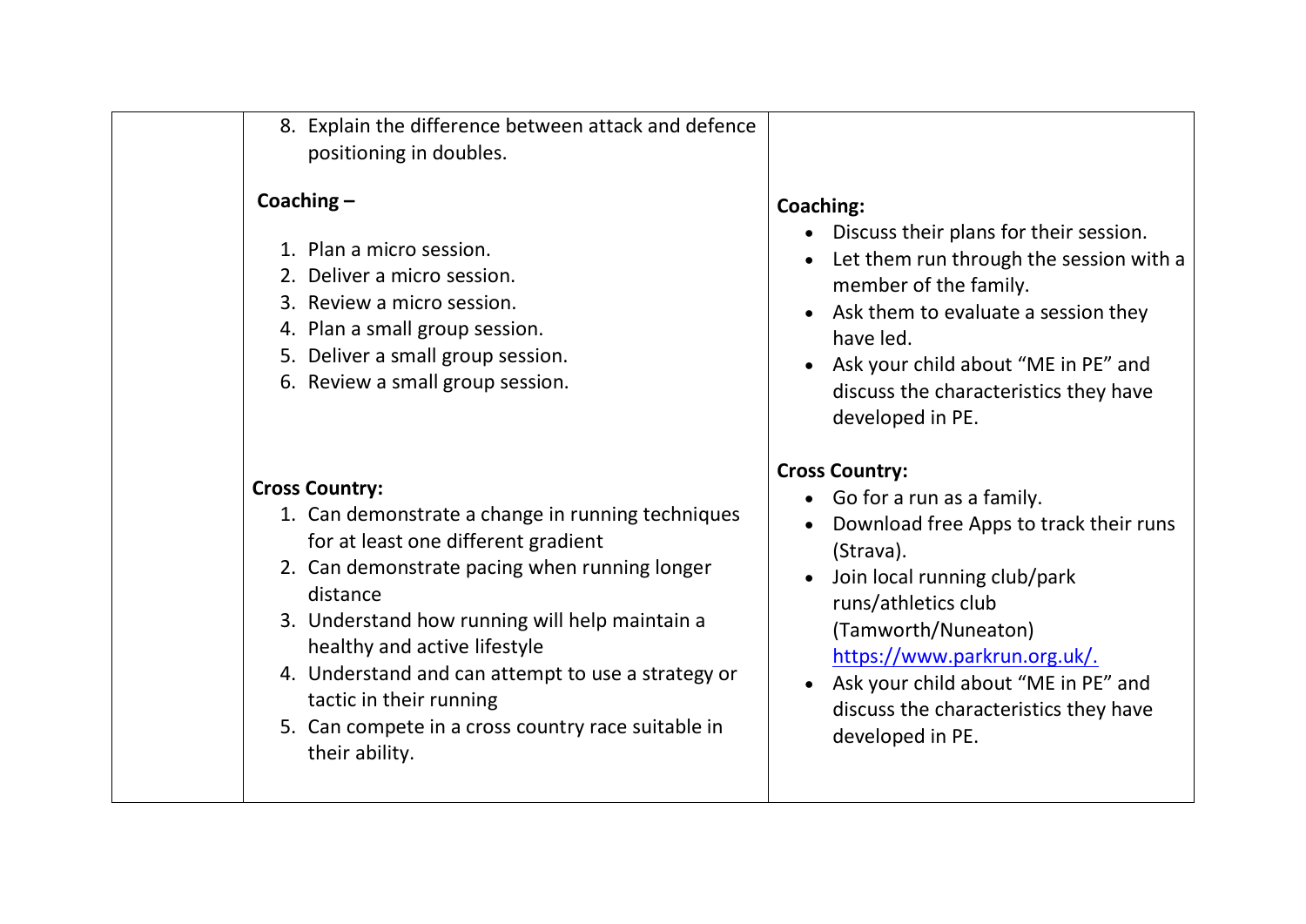|  |  |  |
| --- | --- | --- |
|  | 8. Explain the difference between attack and defence positioning in doubles.<br><br>**Coaching –**<br><br>1. Plan a micro session.<br>2. Deliver a micro session.<br>3. Review a micro session.<br>4. Plan a small group session.<br>5. Deliver a small group session.<br>6. Review a small group session.<br><br>**Cross Country:**<br>1. Can demonstrate a change in running techniques for at least one different gradient<br>2. Can demonstrate pacing when running longer distance<br>3. Understand how running will help maintain a healthy and active lifestyle<br>4. Understand and can attempt to use a strategy or tactic in their running<br>5. Can compete in a cross country race suitable in their ability. | **Coaching:**<br>• Discuss their plans for their session.<br>• Let them run through the session with a member of the family.<br>• Ask them to evaluate a session they have led.<br>• Ask your child about "ME in PE" and discuss the characteristics they have developed in PE.<br><br>**Cross Country:**<br>• Go for a run as a family.<br>• Download free Apps to track their runs (Strava).<br>• Join local running club/park runs/athletics club (Tamworth/Nuneaton) https://www.parkrun.org.uk/.<br>• Ask your child about "ME in PE" and discuss the characteristics they have developed in PE. |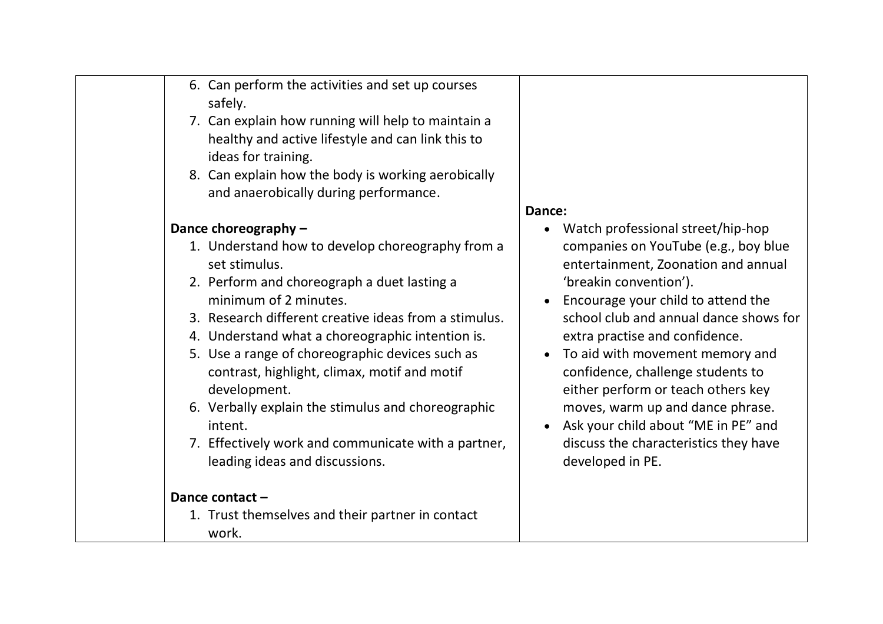| | | |
|---|---|---|
| | 6. Can perform the activities and set up courses safely.<br>7. Can explain how running will help to maintain a healthy and active lifestyle and can link this to ideas for training.<br>8. Can explain how the body is working aerobically and anaerobically during performance.<br><br>**Dance choreography –**<br>1. Understand how to develop choreography from a set stimulus.<br>2. Perform and choreograph a duet lasting a minimum of 2 minutes.<br>3. Research different creative ideas from a stimulus.<br>4. Understand what a choreographic intention is.<br>5. Use a range of choreographic devices such as contrast, highlight, climax, motif and motif development.<br>6. Verbally explain the stimulus and choreographic intent.<br>7. Effectively work and communicate with a partner, leading ideas and discussions.<br><br>**Dance contact –**<br>1. Trust themselves and their partner in contact work. | **Dance:**<br>• Watch professional street/hip-hop companies on YouTube (e.g., boy blue entertainment, Zoonation and annual 'breakin convention').<br>• Encourage your child to attend the school club and annual dance shows for extra practise and confidence.<br>• To aid with movement memory and confidence, challenge students to either perform or teach others key moves, warm up and dance phrase.<br>• Ask your child about "ME in PE" and discuss the characteristics they have developed in PE. |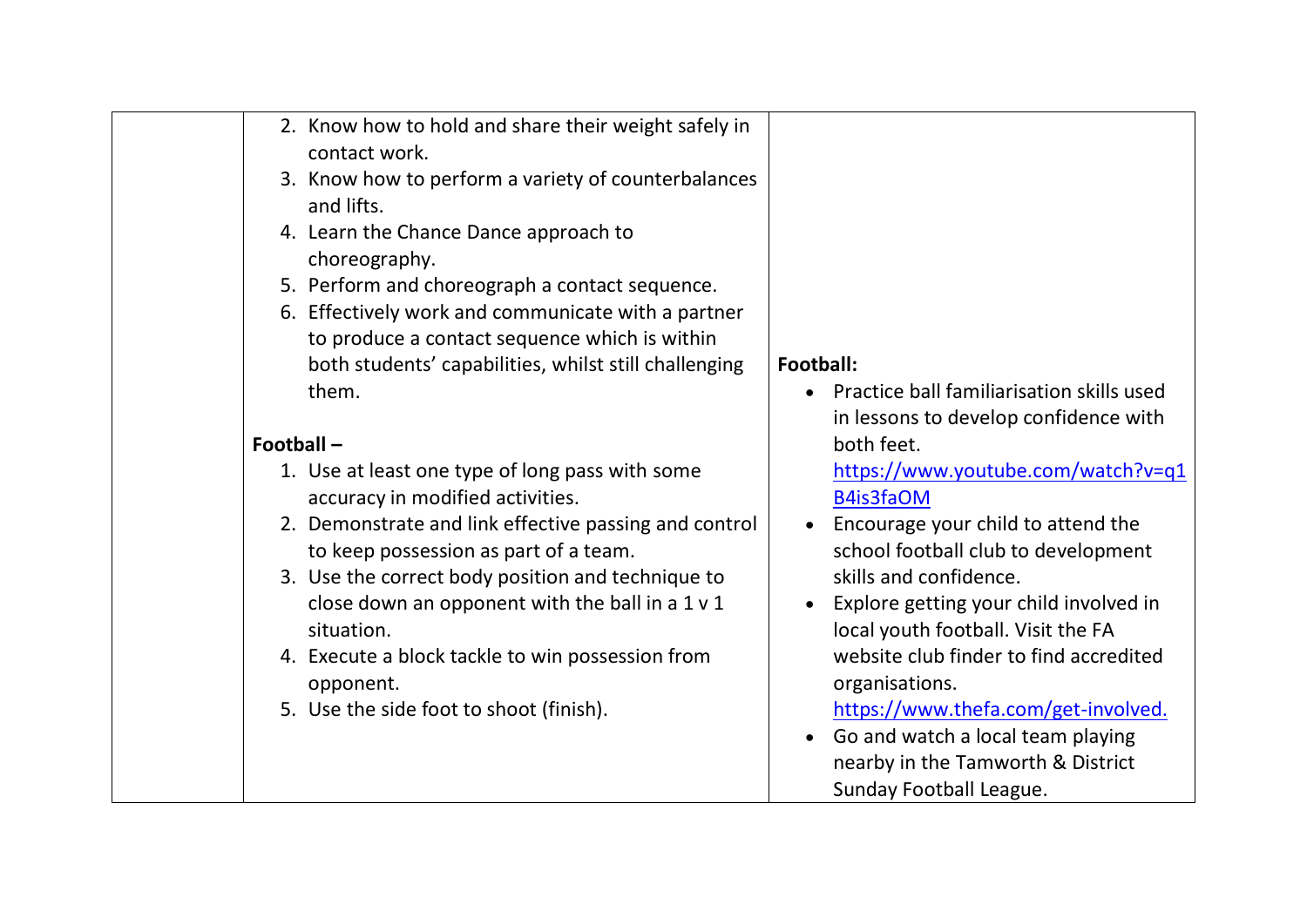| | | |
|---|---|---|
| | 2. Know how to hold and share their weight safely in contact work.<br>3. Know how to perform a variety of counterbalances and lifts.<br>4. Learn the Chance Dance approach to choreography.<br>5. Perform and choreograph a contact sequence.<br>6. Effectively work and communicate with a partner to produce a contact sequence which is within both students' capabilities, whilst still challenging them.<br><br>**Football –**<br>1. Use at least one type of long pass with some accuracy in modified activities.<br>2. Demonstrate and link effective passing and control to keep possession as part of a team.<br>3. Use the correct body position and technique to close down an opponent with the ball in a 1 v 1 situation.<br>4. Execute a block tackle to win possession from opponent.<br>5. Use the side foot to shoot (finish). | **Football:**<br>• Practice ball familiarisation skills used in lessons to develop confidence with both feet. https://www.youtube.com/watch?v=q1B4is3faOM<br>• Encourage your child to attend the school football club to development skills and confidence.<br>• Explore getting your child involved in local youth football. Visit the FA website club finder to find accredited organisations. https://www.thefa.com/get-involved.<br>• Go and watch a local team playing nearby in the Tamworth & District Sunday Football League. |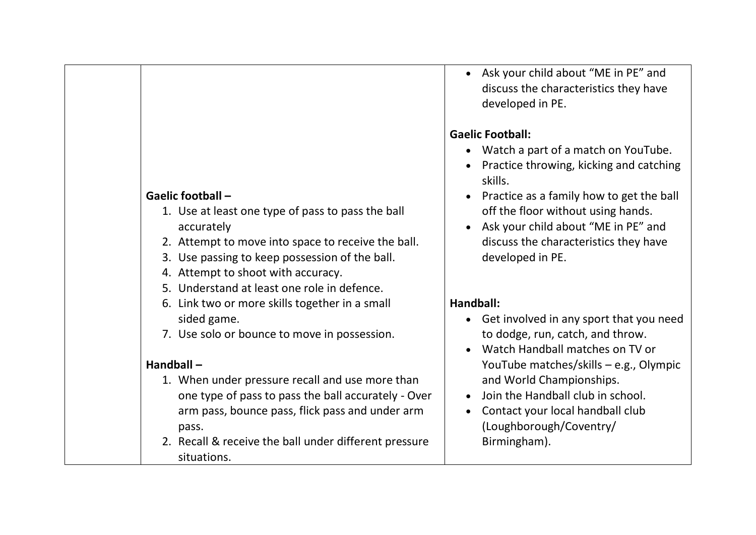| | | |
|---|---|---|
| | **Gaelic football –**<br>1. Use at least one type of pass to pass the ball accurately<br>2. Attempt to move into space to receive the ball.<br>3. Use passing to keep possession of the ball.<br>4. Attempt to shoot with accuracy.<br>5. Understand at least one role in defence.<br>6. Link two or more skills together in a small sided game.<br>7. Use solo or bounce to move in possession.<br><br>**Handball –**<br>1. When under pressure recall and use more than one type of pass to pass the ball accurately - Over arm pass, bounce pass, flick pass and under arm pass.<br>2. Recall & receive the ball under different pressure situations. | • Ask your child about "ME in PE" and discuss the characteristics they have developed in PE.<br><br>**Gaelic Football:**<br>• Watch a part of a match on YouTube.<br>• Practice throwing, kicking and catching skills.<br>• Practice as a family how to get the ball off the floor without using hands.<br>• Ask your child about "ME in PE" and discuss the characteristics they have developed in PE.<br><br>**Handball:**<br>• Get involved in any sport that you need to dodge, run, catch, and throw.<br>• Watch Handball matches on TV or YouTube matches/skills – e.g., Olympic and World Championships.<br>• Join the Handball club in school.<br>• Contact your local handball club (Loughborough/Coventry/ Birmingham). |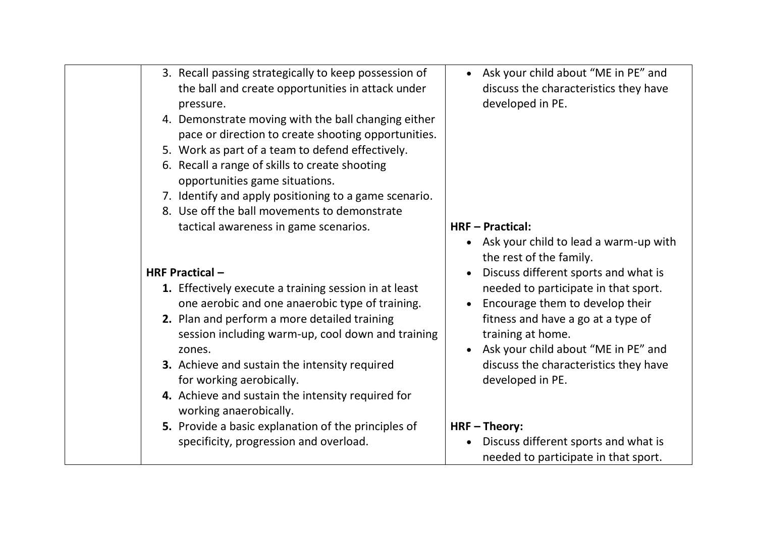| | | |
|---|---|---|
| | 3. Recall passing strategically to keep possession of the ball and create opportunities in attack under pressure.<br>4. Demonstrate moving with the ball changing either pace or direction to create shooting opportunities.<br>5. Work as part of a team to defend effectively.<br>6. Recall a range of skills to create shooting opportunities game situations.<br>7. Identify and apply positioning to a game scenario.<br>8. Use off the ball movements to demonstrate tactical awareness in game scenarios.<br><br>**HRF Practical –**<br>**1.** Effectively execute a training session in at least one aerobic and one anaerobic type of training.<br>**2.** Plan and perform a more detailed training session including warm-up, cool down and training zones.<br>**3.** Achieve and sustain the intensity required for working aerobically.<br>**4.** Achieve and sustain the intensity required for working anaerobically.<br>**5.** Provide a basic explanation of the principles of specificity, progression and overload. | • Ask your child about "ME in PE" and discuss the characteristics they have developed in PE.<br><br>**HRF – Practical:**<br>• Ask your child to lead a warm-up with the rest of the family.<br>• Discuss different sports and what is needed to participate in that sport.<br>• Encourage them to develop their fitness and have a go at a type of training at home.<br>• Ask your child about "ME in PE" and discuss the characteristics they have developed in PE.<br><br>**HRF – Theory:**<br>• Discuss different sports and what is needed to participate in that sport. |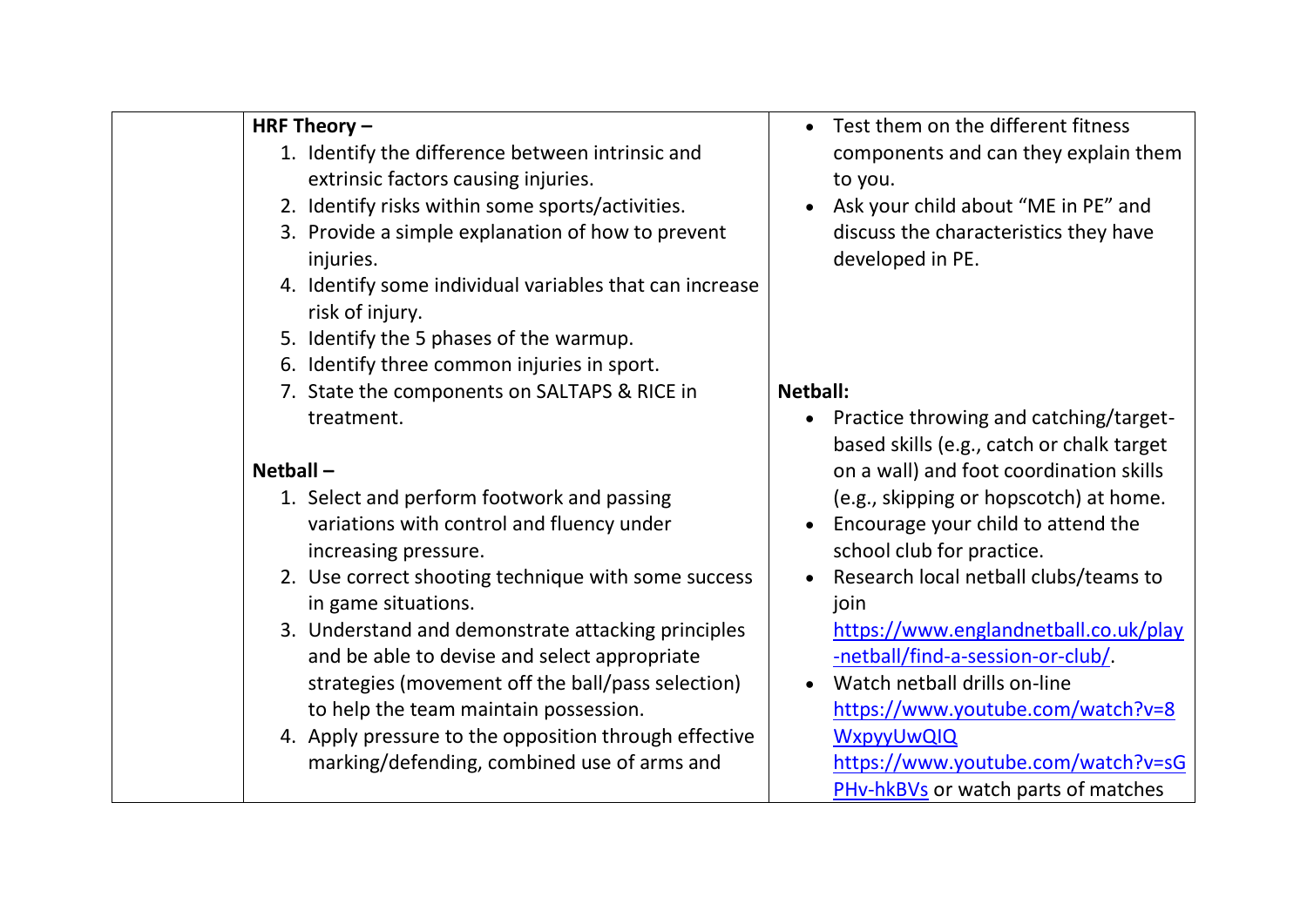| | | |
|---|---|---|
| | **HRF Theory –**<br>1. Identify the difference between intrinsic and extrinsic factors causing injuries.<br>2. Identify risks within some sports/activities.<br>3. Provide a simple explanation of how to prevent injuries.<br>4. Identify some individual variables that can increase risk of injury.<br>5. Identify the 5 phases of the warmup.<br>6. Identify three common injuries in sport.<br>7. State the components on SALTAPS & RICE in treatment.<br><br>**Netball –**<br>1. Select and perform footwork and passing variations with control and fluency under increasing pressure.<br>2. Use correct shooting technique with some success in game situations.<br>3. Understand and demonstrate attacking principles and be able to devise and select appropriate strategies (movement off the ball/pass selection) to help the team maintain possession.<br>4. Apply pressure to the opposition through effective marking/defending, combined use of arms and | • Test them on the different fitness components and can they explain them to you.<br>• Ask your child about "ME in PE" and discuss the characteristics they have developed in PE.<br><br>**Netball:**<br>• Practice throwing and catching/target-based skills (e.g., catch or chalk target on a wall) and foot coordination skills (e.g., skipping or hopscotch) at home.<br>• Encourage your child to attend the school club for practice.<br>• Research local netball clubs/teams to join https://www.englandnetball.co.uk/play-netball/find-a-session-or-club/.<br>• Watch netball drills on-line https://www.youtube.com/watch?v=8WxpyyUwQIQ https://www.youtube.com/watch?v=sGPHv-hkBVs or watch parts of matches |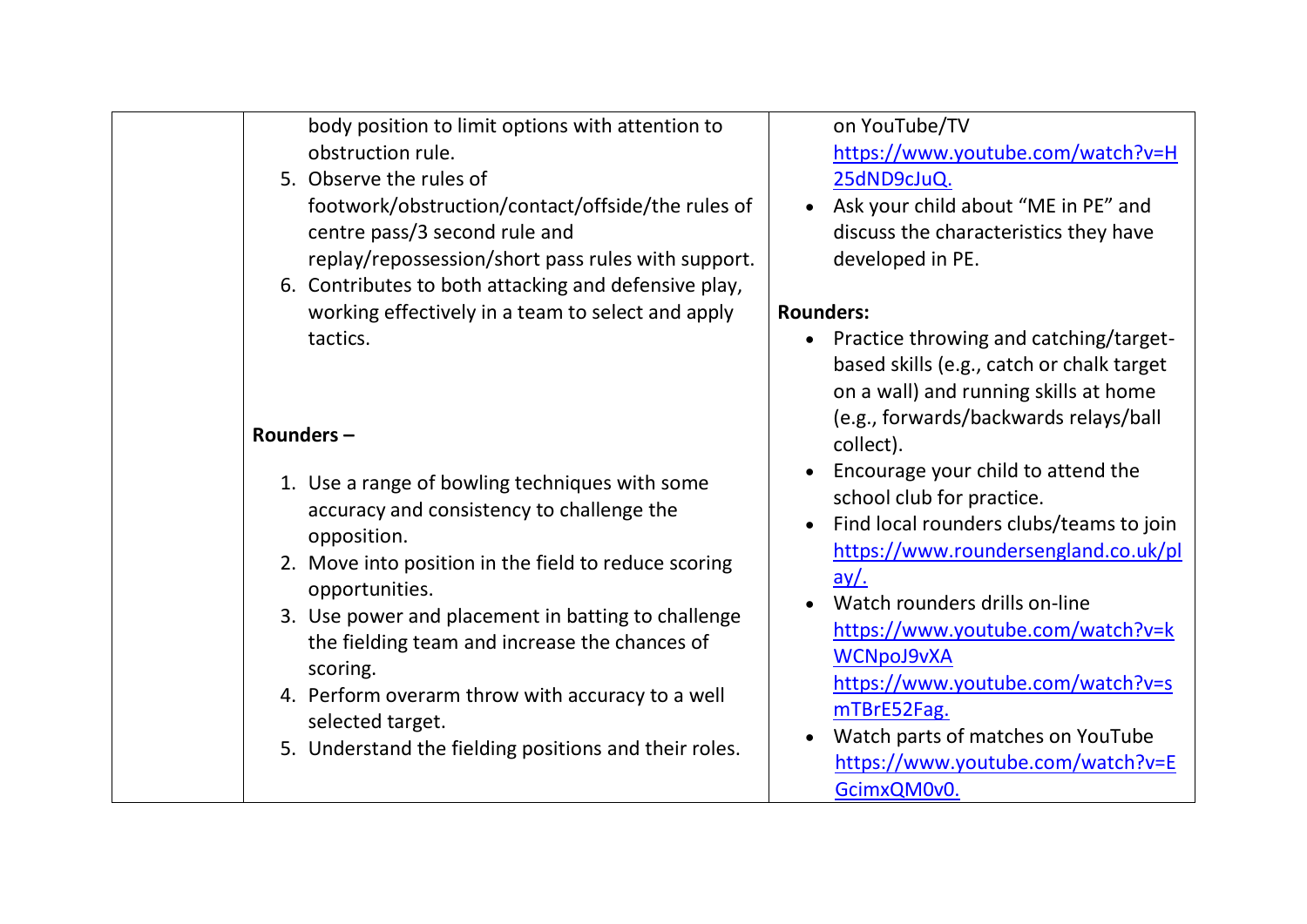| | | |
|---|---|---|
| | body position to limit options with attention to obstruction rule.<br>5. Observe the rules of footwork/obstruction/contact/offside/the rules of centre pass/3 second rule and replay/repossession/short pass rules with support.<br>6. Contributes to both attacking and defensive play, working effectively in a team to select and apply tactics.<br><br>**Rounders –**<br><br>1. Use a range of bowling techniques with some accuracy and consistency to challenge the opposition.<br>2. Move into position in the field to reduce scoring opportunities.<br>3. Use power and placement in batting to challenge the fielding team and increase the chances of scoring.<br>4. Perform overarm throw with accuracy to a well selected target.<br>5. Understand the fielding positions and their roles. | on YouTube/TV [https://www.youtube.com/watch?v=H25dND9cJuQ.](https://www.youtube.com/watch?v=H25dND9cJuQ)<br>• Ask your child about “ME in PE” and discuss the characteristics they have developed in PE.<br><br>**Rounders:**<br>• Practice throwing and catching/target-based skills (e.g., catch or chalk target on a wall) and running skills at home (e.g., forwards/backwards relays/ball collect).<br>• Encourage your child to attend the school club for practice.<br>• Find local rounders clubs/teams to join [https://www.roundersengland.co.uk/play/.](https://www.roundersengland.co.uk/play/)<br>• Watch rounders drills on-line [https://www.youtube.com/watch?v=kWCNpoJ9vXA](https://www.youtube.com/watch?v=kWCNpoJ9vXA) [https://www.youtube.com/watch?v=smTBrE52Fag.](https://www.youtube.com/watch?v=smTBrE52Fag)<br>• Watch parts of matches on YouTube [https://www.youtube.com/watch?v=EGcimxQM0v0.](https://www.youtube.com/watch?v=EGcimxQM0v0) |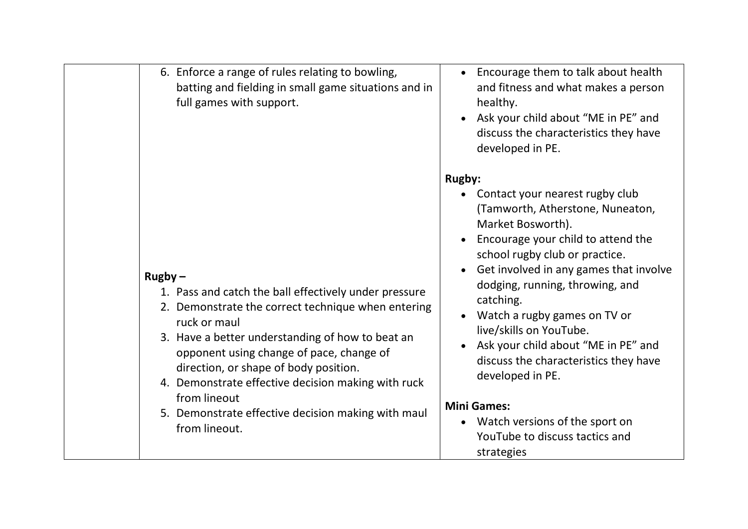|  |  |  |
|---|---|---|
|  | 6. Enforce a range of rules relating to bowling, batting and fielding in small game situations and in full games with support.<br><br>**Rugby –**<br>1. Pass and catch the ball effectively under pressure<br>2. Demonstrate the correct technique when entering ruck or maul<br>3. Have a better understanding of how to beat an opponent using change of pace, change of direction, or shape of body position.<br>4. Demonstrate effective decision making with ruck from lineout<br>5. Demonstrate effective decision making with maul from lineout. | • Encourage them to talk about health and fitness and what makes a person healthy.<br>• Ask your child about "ME in PE" and discuss the characteristics they have developed in PE.<br><br>**Rugby:**<br>• Contact your nearest rugby club (Tamworth, Atherstone, Nuneaton, Market Bosworth).<br>• Encourage your child to attend the school rugby club or practice.<br>• Get involved in any games that involve dodging, running, throwing, and catching.<br>• Watch a rugby games on TV or live/skills on YouTube.<br>• Ask your child about "ME in PE" and discuss the characteristics they have developed in PE.<br><br>**Mini Games:**<br>• Watch versions of the sport on YouTube to discuss tactics and strategies |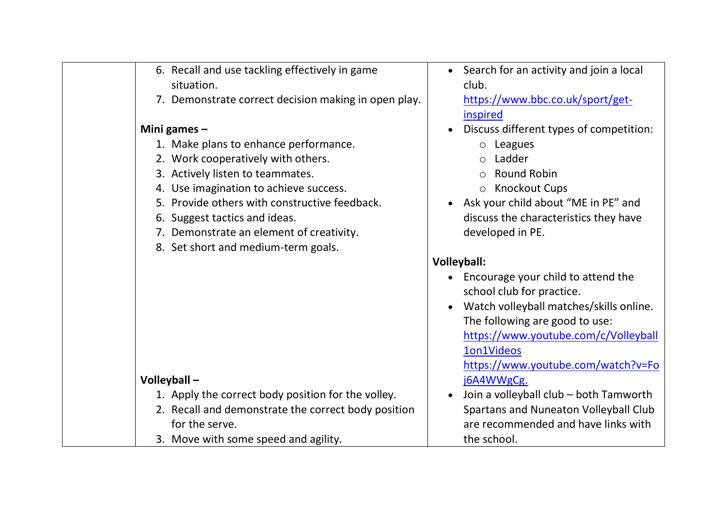| | | |
|---|---|---|
| | 6. Recall and use tackling effectively in game situation.<br>7. Demonstrate correct decision making in open play.<br><br>**Mini games –**<br>1. Make plans to enhance performance.<br>2. Work cooperatively with others.<br>3. Actively listen to teammates.<br>4. Use imagination to achieve success.<br>5. Provide others with constructive feedback.<br>6. Suggest tactics and ideas.<br>7. Demonstrate an element of creativity.<br>8. Set short and medium-term goals.<br><br>**Volleyball –**<br>1. Apply the correct body position for the volley.<br>2. Recall and demonstrate the correct body position for the serve.<br>3. Move with some speed and agility. | • Search for an activity and join a local club. https://www.bbc.co.uk/sport/get-inspired<br>• Discuss different types of competition:<br>  ○ Leagues<br>  ○ Ladder<br>  ○ Round Robin<br>  ○ Knockout Cups<br>• Ask your child about "ME in PE" and discuss the characteristics they have developed in PE.<br><br>**Volleyball:**<br>• Encourage your child to attend the school club for practice.<br>• Watch volleyball matches/skills online. The following are good to use: https://www.youtube.com/c/Volleyball1on1Videos https://www.youtube.com/watch?v=Foj6A4WWgCg.<br>• Join a volleyball club – both Tamworth Spartans and Nuneaton Volleyball Club are recommended and have links with the school. |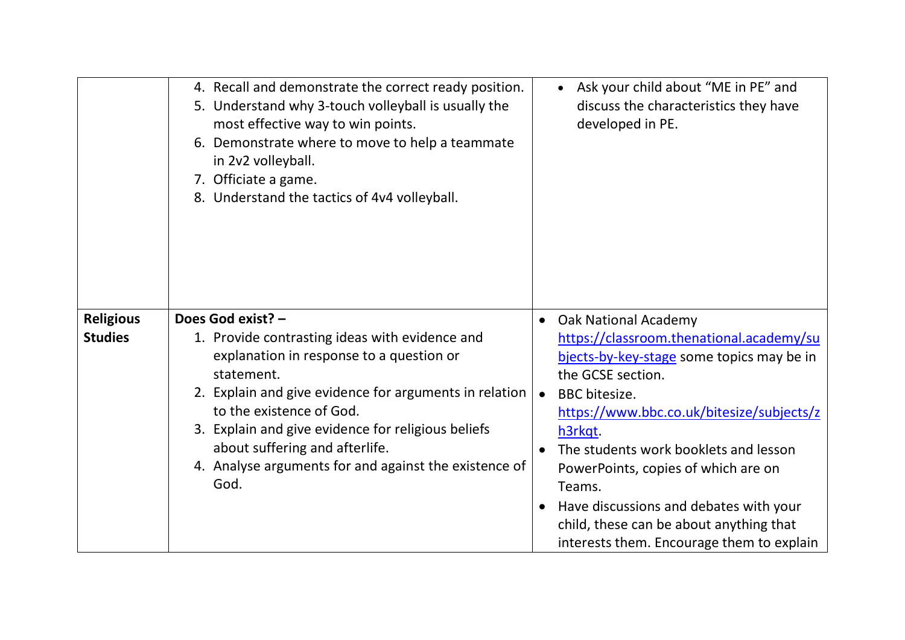| | | |
|---|---|---|
| | 4. Recall and demonstrate the correct ready position.<br>5. Understand why 3-touch volleyball is usually the most effective way to win points.<br>6. Demonstrate where to move to help a teammate in 2v2 volleyball.<br>7. Officiate a game.<br>8. Understand the tactics of 4v4 volleyball. | • Ask your child about "ME in PE" and discuss the characteristics they have developed in PE. |
| **Religious Studies** | **Does God exist? –**<br>1. Provide contrasting ideas with evidence and explanation in response to a question or statement.<br>2. Explain and give evidence for arguments in relation to the existence of God.<br>3. Explain and give evidence for religious beliefs about suffering and afterlife.<br>4. Analyse arguments for and against the existence of God. | • Oak National Academy https://classroom.thenational.academy/subjects-by-key-stage some topics may be in the GCSE section.<br>• BBC bitesize. https://www.bbc.co.uk/bitesize/subjects/zh3rkqt.<br>• The students work booklets and lesson PowerPoints, copies of which are on Teams.<br>• Have discussions and debates with your child, these can be about anything that interests them. Encourage them to explain |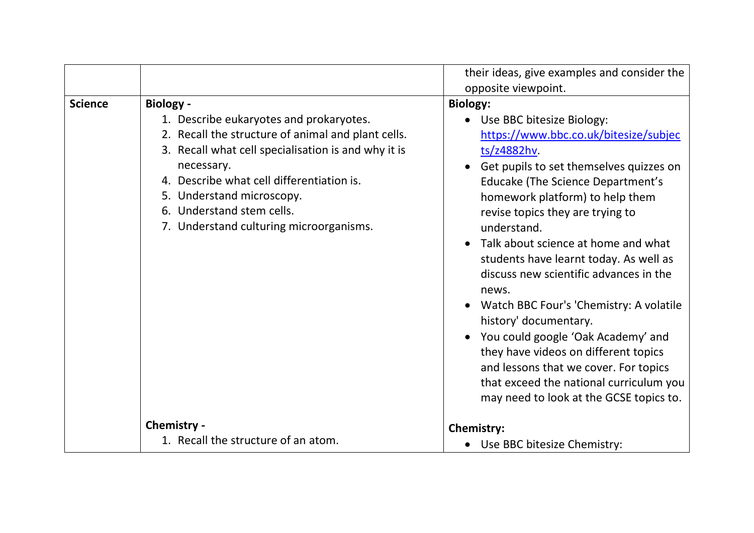| | | |
|---|---|---|
| | | their ideas, give examples and consider the opposite viewpoint. |
| **Science** | **Biology -**<br>1. Describe eukaryotes and prokaryotes.<br>2. Recall the structure of animal and plant cells.<br>3. Recall what cell specialisation is and why it is necessary.<br>4. Describe what cell differentiation is.<br>5. Understand microscopy.<br>6. Understand stem cells.<br>7. Understand culturing microorganisms.<br><br>**Chemistry -**<br>1. Recall the structure of an atom. | **Biology:**<br>• Use BBC bitesize Biology: https://www.bbc.co.uk/bitesize/subjects/z4882hv.<br>• Get pupils to set themselves quizzes on Educake (The Science Department's homework platform) to help them revise topics they are trying to understand.<br>• Talk about science at home and what students have learnt today. As well as discuss new scientific advances in the news.<br>• Watch BBC Four's 'Chemistry: A volatile history' documentary.<br>• You could google 'Oak Academy' and they have videos on different topics and lessons that we cover. For topics that exceed the national curriculum you may need to look at the GCSE topics to.<br><br>**Chemistry:**<br>• Use BBC bitesize Chemistry: |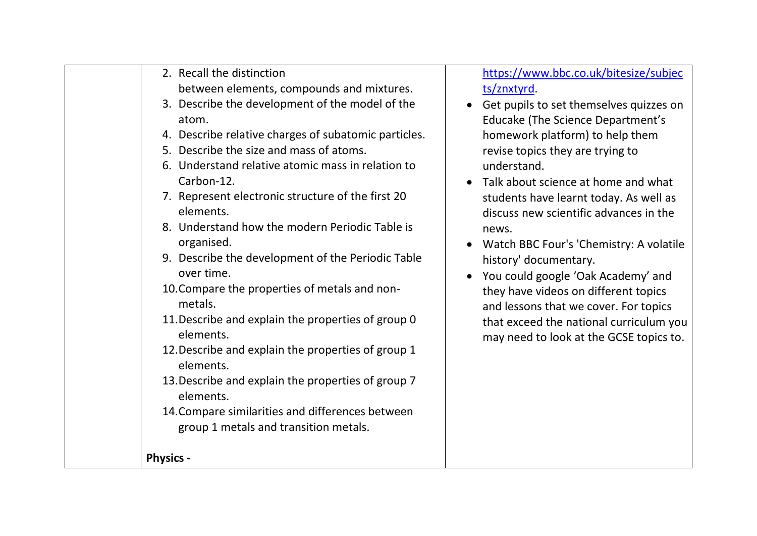| | | |
|---|---|---|
| | 2. Recall the distinction between elements, compounds and mixtures.<br>3. Describe the development of the model of the atom.<br>4. Describe relative charges of subatomic particles.<br>5. Describe the size and mass of atoms.<br>6. Understand relative atomic mass in relation to Carbon-12.<br>7. Represent electronic structure of the first 20 elements.<br>8. Understand how the modern Periodic Table is organised.<br>9. Describe the development of the Periodic Table over time.<br>10. Compare the properties of metals and non-metals.<br>11. Describe and explain the properties of group 0 elements.<br>12. Describe and explain the properties of group 1 elements.<br>13. Describe and explain the properties of group 7 elements.<br>14. Compare similarities and differences between group 1 metals and transition metals.<br><br>**Physics -** | https://www.bbc.co.uk/bitesize/subjects/znxtyrd.<br>• Get pupils to set themselves quizzes on Educake (The Science Department's homework platform) to help them revise topics they are trying to understand.<br>• Talk about science at home and what students have learnt today. As well as discuss new scientific advances in the news.<br>• Watch BBC Four's 'Chemistry: A volatile history' documentary.<br>• You could google 'Oak Academy' and they have videos on different topics and lessons that we cover. For topics that exceed the national curriculum you may need to look at the GCSE topics to. |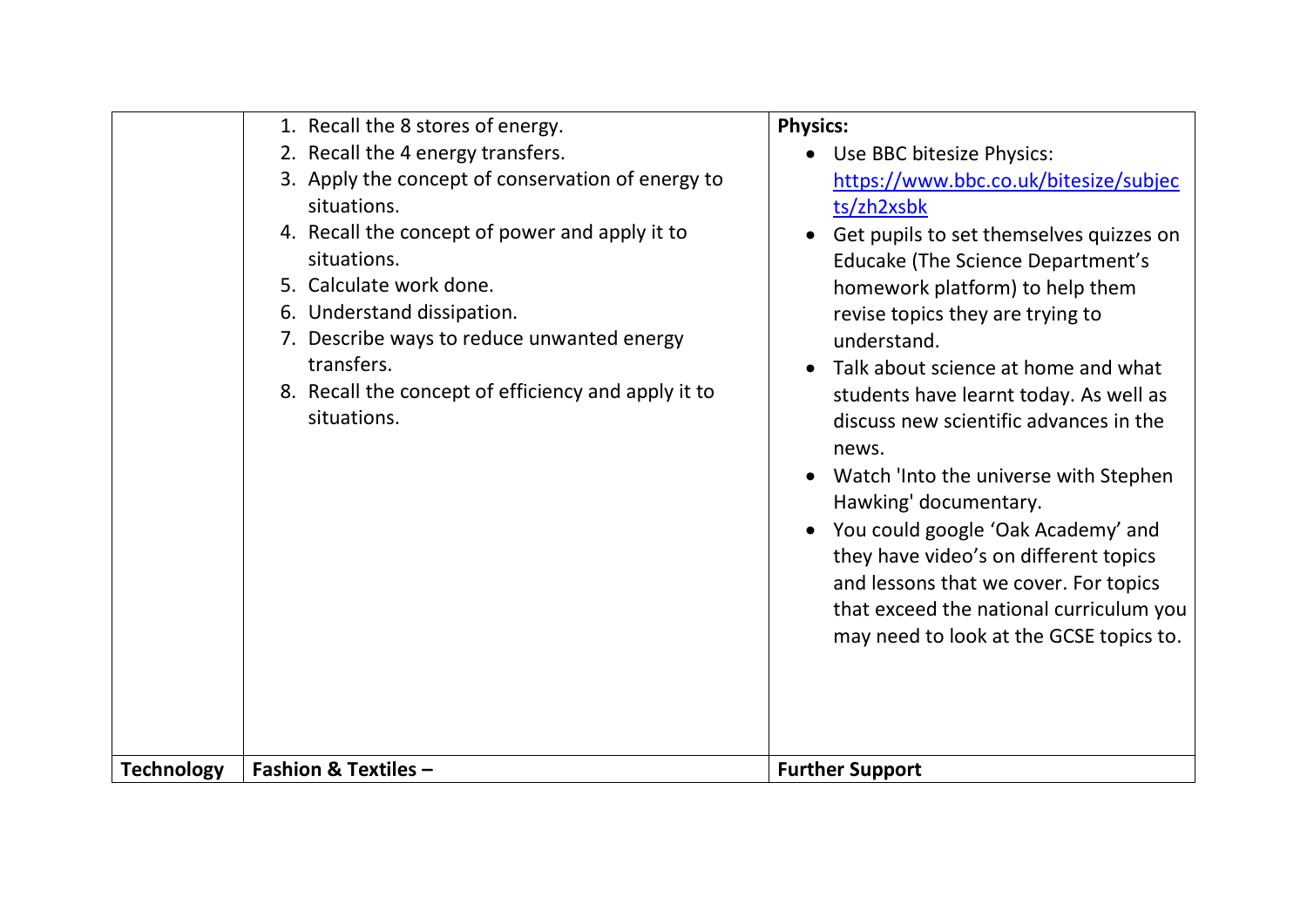| | | |
|---|---|---|
| | 1. Recall the 8 stores of energy.<br>2. Recall the 4 energy transfers.<br>3. Apply the concept of conservation of energy to situations.<br>4. Recall the concept of power and apply it to situations.<br>5. Calculate work done.<br>6. Understand dissipation.<br>7. Describe ways to reduce unwanted energy transfers.<br>8. Recall the concept of efficiency and apply it to situations. | **Physics:**<br>• Use BBC bitesize Physics: https://www.bbc.co.uk/bitesize/subjects/zh2xsbk<br>• Get pupils to set themselves quizzes on Educake (The Science Department's homework platform) to help them revise topics they are trying to understand.<br>• Talk about science at home and what students have learnt today. As well as discuss new scientific advances in the news.<br>• Watch 'Into the universe with Stephen Hawking' documentary.<br>• You could google 'Oak Academy' and they have video's on different topics and lessons that we cover. For topics that exceed the national curriculum you may need to look at the GCSE topics to. |
| **Technology** | **Fashion & Textiles –** | **Further Support** |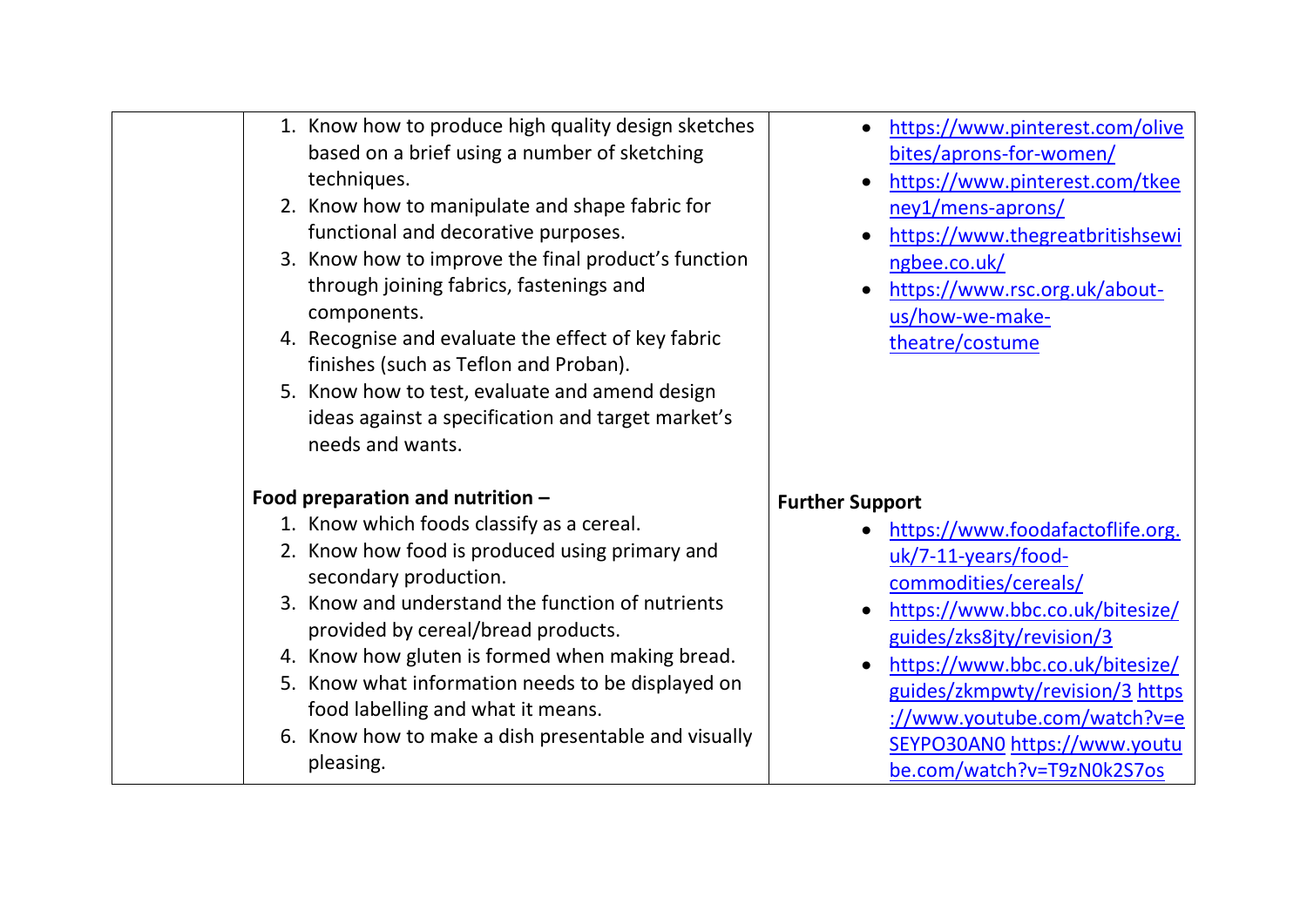| | | |
|---|---|---|
| | 1. Know how to produce high quality design sketches based on a brief using a number of sketching techniques.<br>2. Know how to manipulate and shape fabric for functional and decorative purposes.<br>3. Know how to improve the final product's function through joining fabrics, fastenings and components.<br>4. Recognise and evaluate the effect of key fabric finishes (such as Teflon and Proban).<br>5. Know how to test, evaluate and amend design ideas against a specification and target market's needs and wants. | • https://www.pinterest.com/olivebites/aprons-for-women/<br>• https://www.pinterest.com/tkeeney1/mens-aprons/<br>• https://www.thegreatbritishsewingbee.co.uk/<br>• https://www.rsc.org.uk/about-us/how-we-make-theatre/costume |
| | **Food preparation and nutrition –**<br>1. Know which foods classify as a cereal.<br>2. Know how food is produced using primary and secondary production.<br>3. Know and understand the function of nutrients provided by cereal/bread products.<br>4. Know how gluten is formed when making bread.<br>5. Know what information needs to be displayed on food labelling and what it means.<br>6. Know how to make a dish presentable and visually pleasing. | **Further Support**<br>• https://www.foodafactoflife.org.uk/7-11-years/food-commodities/cereals/<br>• https://www.bbc.co.uk/bitesize/guides/zks8jty/revision/3<br>• https://www.bbc.co.uk/bitesize/guides/zkmpwty/revision/3 https://www.youtube.com/watch?v=eSEYPO30AN0 https://www.youtube.com/watch?v=T9zN0k2S7os |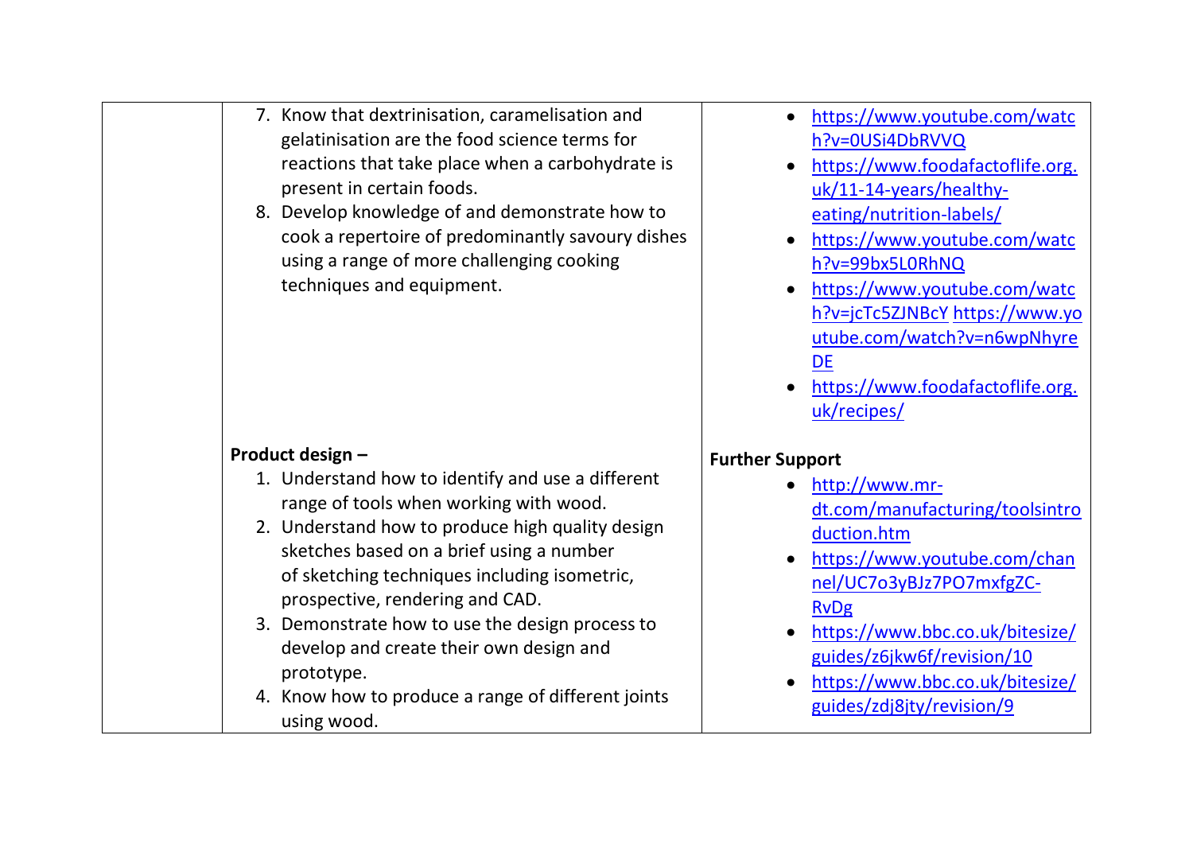| | | |
|---|---|---|
| | 7. Know that dextrinisation, caramelisation and gelatinisation are the food science terms for reactions that take place when a carbohydrate is present in certain foods.<br>8. Develop knowledge of and demonstrate how to cook a repertoire of predominantly savoury dishes using a range of more challenging cooking techniques and equipment. | • https://www.youtube.com/watch?v=0USi4DbRVVQ<br>• https://www.foodafactoflife.org.uk/11-14-years/healthy-eating/nutrition-labels/<br>• https://www.youtube.com/watch?v=99bx5L0RhNQ<br>• https://www.youtube.com/watch?v=jcTc5ZJNBcY https://www.youtube.com/watch?v=n6wpNhyreDE<br>• https://www.foodafactoflife.org.uk/recipes/ |
| | **Product design –**<br>1. Understand how to identify and use a different range of tools when working with wood.<br>2. Understand how to produce high quality design sketches based on a brief using a number of sketching techniques including isometric, prospective, rendering and CAD.<br>3. Demonstrate how to use the design process to develop and create their own design and prototype.<br>4. Know how to produce a range of different joints using wood. | **Further Support**<br>• http://www.mr-dt.com/manufacturing/toolsintroduction.htm<br>• https://www.youtube.com/channel/UC7o3yBJz7PO7mxfgZC-RvDg<br>• https://www.bbc.co.uk/bitesize/guides/z6jkw6f/revision/10<br>• https://www.bbc.co.uk/bitesize/guides/zdj8jty/revision/9 |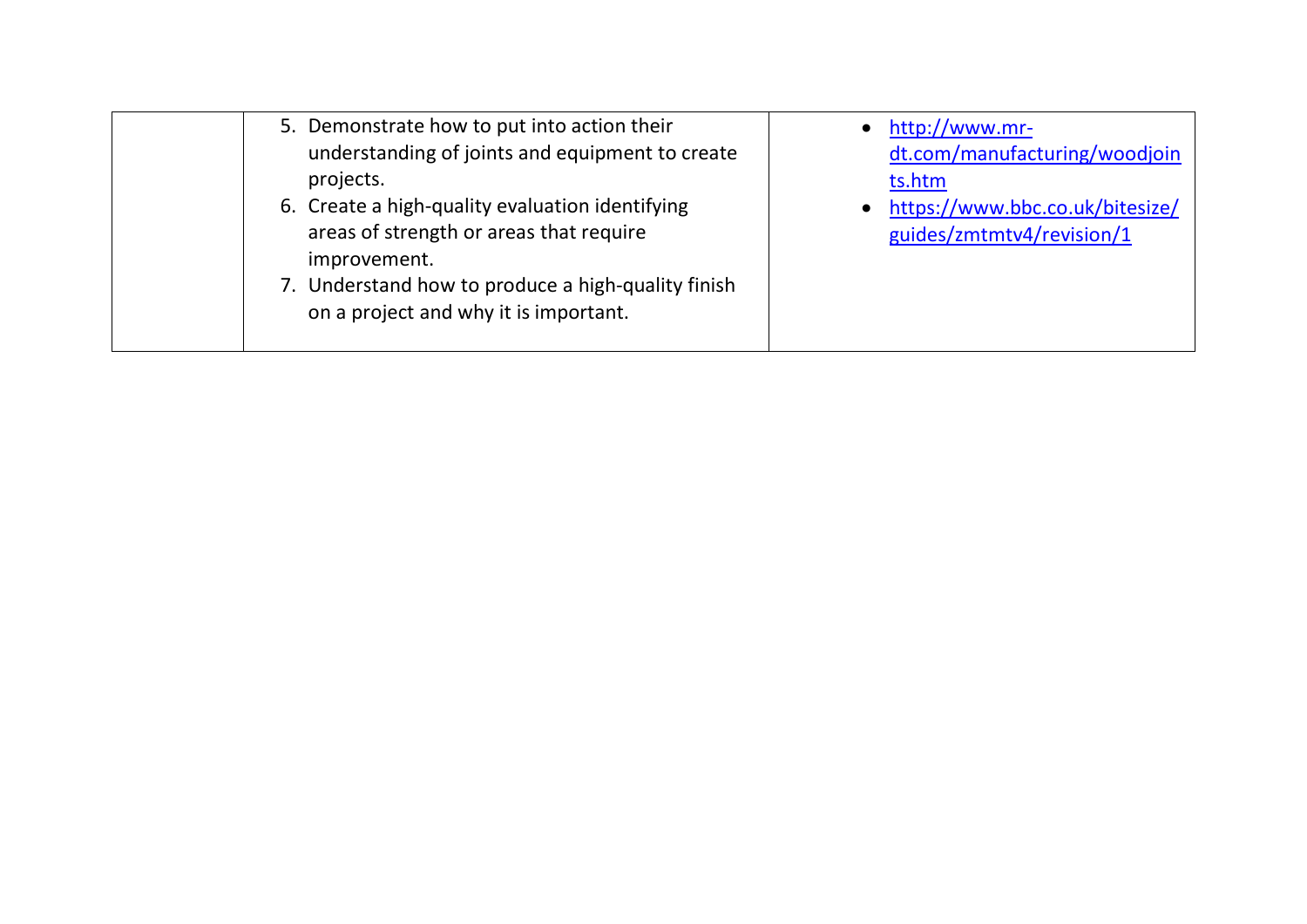| | | |
|---|---|---|
| | 5. Demonstrate how to put into action their understanding of joints and equipment to create projects.<br>6. Create a high-quality evaluation identifying areas of strength or areas that require improvement.<br>7. Understand how to produce a high-quality finish on a project and why it is important. | • http://www.mr-dt.com/manufacturing/woodjoints.htm<br>• https://www.bbc.co.uk/bitesize/guides/zmtmtv4/revision/1 |